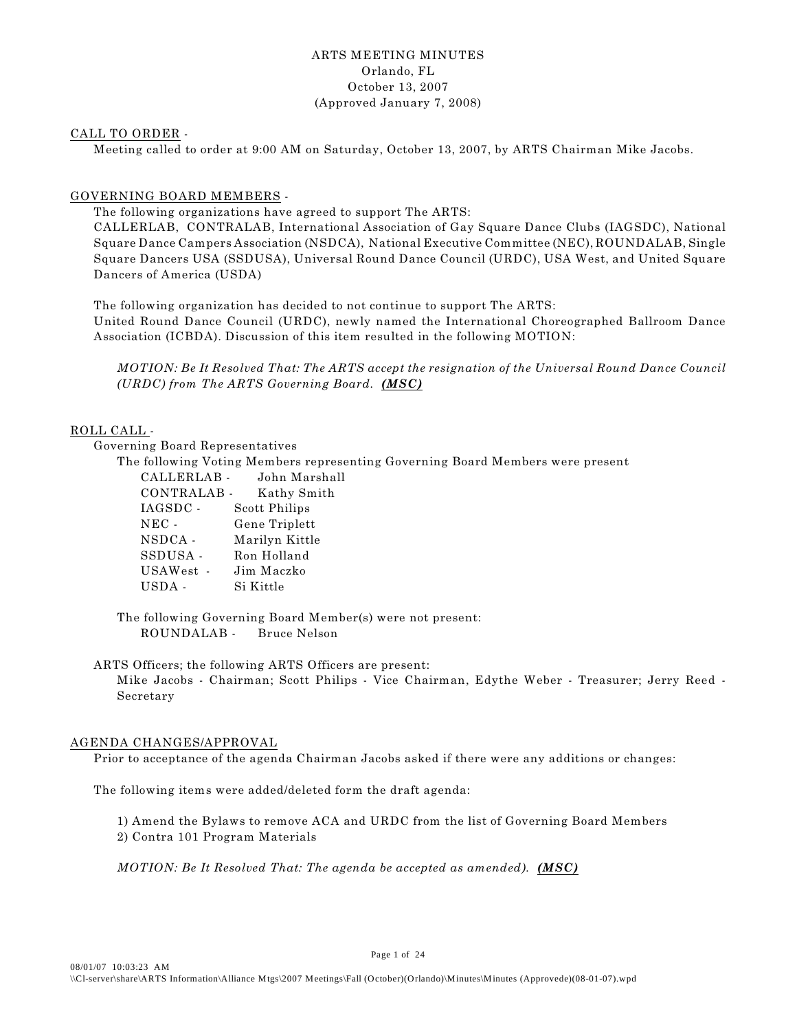# ARTS MEETING MINUTES
Orlando, FL
October 13, 2007
(Approved January 7, 2008)

CALL TO ORDER -

Meeting called to order at 9:00 AM on Saturday, October 13, 2007, by ARTS Chairman Mike Jacobs.

GOVERNING BOARD MEMBERS -

The following organizations have agreed to support The ARTS:
CALLERLAB, CONTRALAB, International Association of Gay Square Dance Clubs (IAGSDC), National Square Dance Campers Association (NSDCA), National Executive Committee (NEC), ROUNDALAB, Single Square Dancers USA (SSDUSA), Universal Round Dance Council (URDC), USA West, and United Square Dancers of America (USDA)

The following organization has decided to not continue to support The ARTS:
United Round Dance Council (URDC), newly named the International Choreographed Ballroom Dance Association (ICBDA). Discussion of this item resulted in the following MOTION:

*MOTION: Be It Resolved That: The ARTS accept the resignation of the Universal Round Dance Council (URDC) from The ARTS Governing Board.* ***(MSC)***

ROLL CALL -

Governing Board Representatives

The following Voting Members representing Governing Board Members were present

CALLERLAB - John Marshall
CONTRALAB - Kathy Smith
IAGSDC - Scott Philips
NEC - Gene Triplett
NSDCA - Marilyn Kittle
SSDUSA - Ron Holland
USAWest - Jim Maczko
USDA - Si Kittle

The following Governing Board Member(s) were not present:

ROUNDALAB - Bruce Nelson

ARTS Officers; the following ARTS Officers are present:

Mike Jacobs - Chairman; Scott Philips - Vice Chairman, Edythe Weber - Treasurer; Jerry Reed - Secretary

AGENDA CHANGES/APPROVAL

Prior to acceptance of the agenda Chairman Jacobs asked if there were any additions or changes:

The following items were added/deleted form the draft agenda:

1) Amend the Bylaws to remove ACA and URDC from the list of Governing Board Members
2) Contra 101 Program Materials

*MOTION: Be It Resolved That: The agenda be accepted as amended).* ***(MSC)***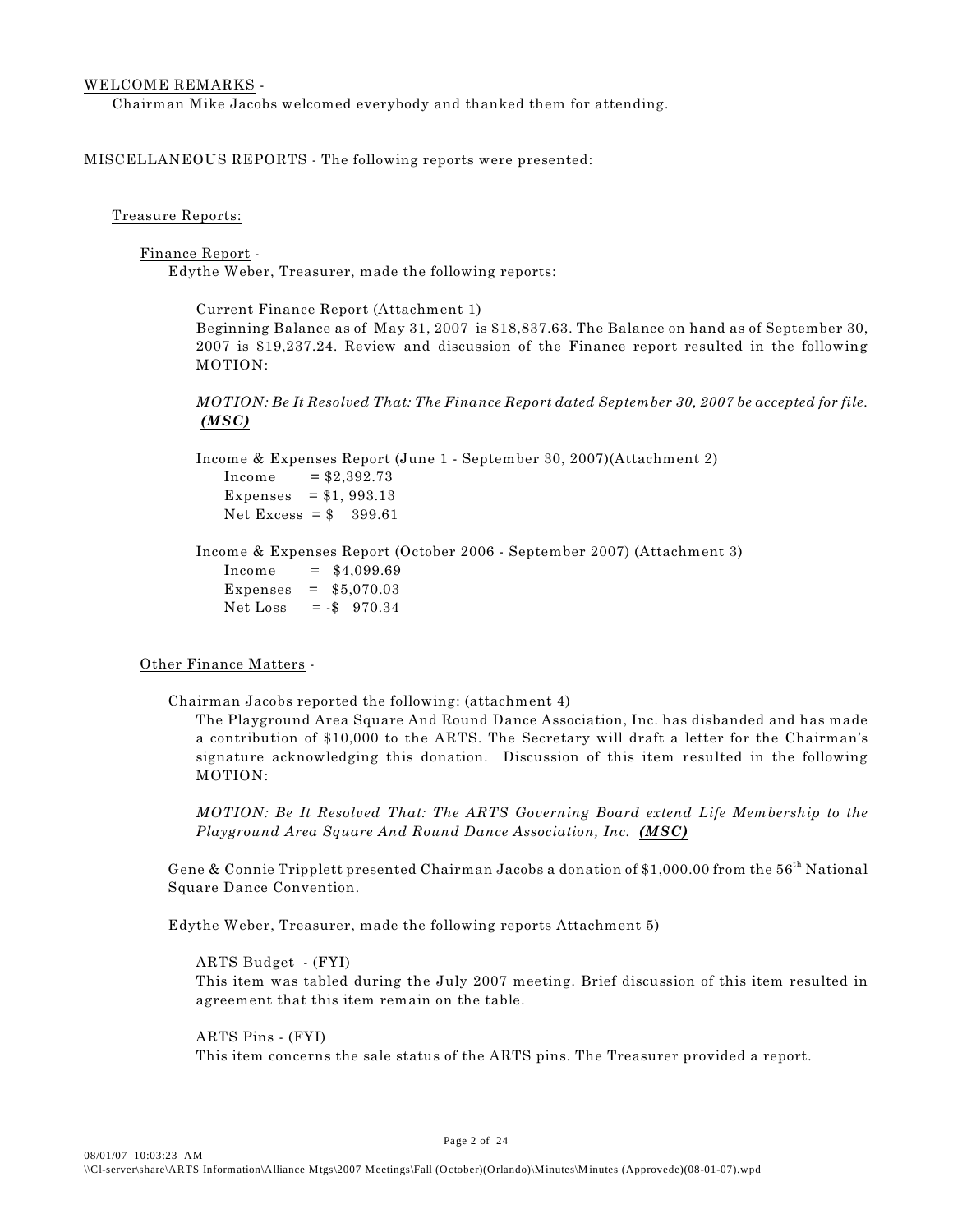WELCOME REMARKS -

Chairman Mike Jacobs welcomed everybody and thanked them for attending.

MISCELLANEOUS REPORTS - The following reports were presented:

Treasure Reports:

Finance Report -

Edythe Weber, Treasurer, made the following reports:

Current Finance Report (Attachment 1)

Beginning Balance as of May 31, 2007 is $18,837.63. The Balance on hand as of September 30, 2007 is $19,237.24. Review and discussion of the Finance report resulted in the following MOTION:

*MOTION: Be It Resolved That: The Finance Report dated September 30, 2007 be accepted for file.* ***(MSC)***

Income & Expenses Report (June 1 - September 30, 2007)(Attachment 2)

Income = $2,392.73
Expenses = $1, 993.13
Net Excess = $ 399.61

Income & Expenses Report (October 2006 - September 2007) (Attachment 3)

Income = $4,099.69
Expenses = $5,070.03
Net Loss = -$ 970.34

Other Finance Matters -

Chairman Jacobs reported the following: (attachment 4)

The Playground Area Square And Round Dance Association, Inc. has disbanded and has made a contribution of $10,000 to the ARTS. The Secretary will draft a letter for the Chairman's signature acknowledging this donation. Discussion of this item resulted in the following MOTION:

*MOTION: Be It Resolved That: The ARTS Governing Board extend Life Membership to the Playground Area Square And Round Dance Association, Inc.* ***(MSC)***

Gene & Connie Tripplett presented Chairman Jacobs a donation of $1,000.00 from the 56th National Square Dance Convention.

Edythe Weber, Treasurer, made the following reports Attachment 5)

ARTS Budget - (FYI)

This item was tabled during the July 2007 meeting. Brief discussion of this item resulted in agreement that this item remain on the table.

ARTS Pins - (FYI)

This item concerns the sale status of the ARTS pins. The Treasurer provided a report.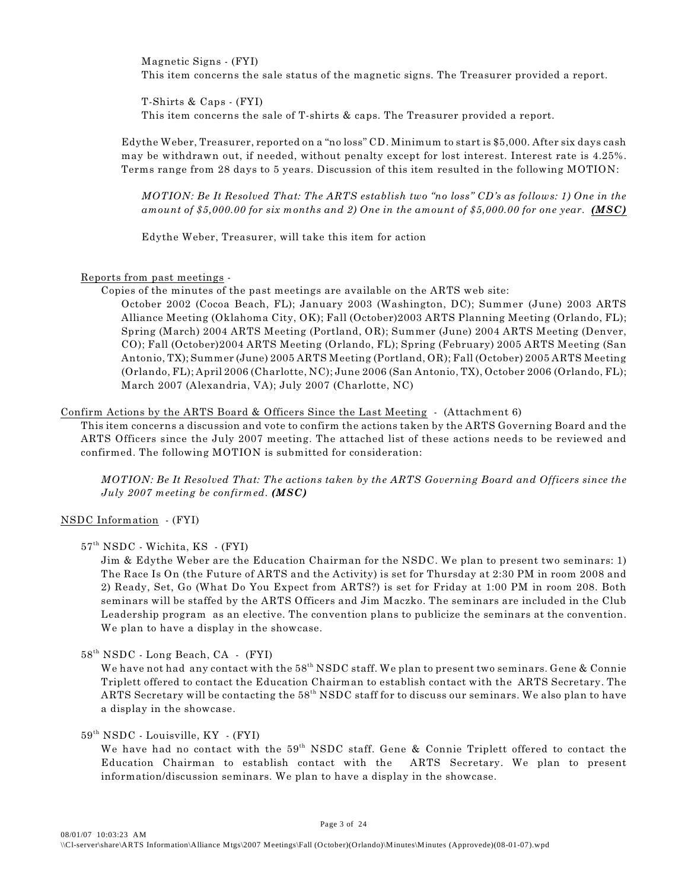Magnetic Signs - (FYI)

This item concerns the sale status of the magnetic signs. The Treasurer provided a report.

T-Shirts & Caps - (FYI)

This item concerns the sale of T-shirts & caps. The Treasurer provided a report.

Edythe Weber, Treasurer, reported on a "no loss" CD. Minimum to start is $5,000. After six days cash may be withdrawn out, if needed, without penalty except for lost interest. Interest rate is 4.25%. Terms range from 28 days to 5 years. Discussion of this item resulted in the following MOTION:

*MOTION: Be It Resolved That: The ARTS establish two "no loss" CD's as follows: 1) One in the amount of $5,000.00 for six months and 2) One in the amount of $5,000.00 for one year.* ***(MSC)***

Edythe Weber, Treasurer, will take this item for action

Reports from past meetings -

Copies of the minutes of the past meetings are available on the ARTS web site:

October 2002 (Cocoa Beach, FL); January 2003 (Washington, DC); Summer (June) 2003 ARTS Alliance Meeting (Oklahoma City, OK); Fall (October)2003 ARTS Planning Meeting (Orlando, FL); Spring (March) 2004 ARTS Meeting (Portland, OR); Summer (June) 2004 ARTS Meeting (Denver, CO); Fall (October)2004 ARTS Meeting (Orlando, FL); Spring (February) 2005 ARTS Meeting (San Antonio, TX); Summer (June) 2005 ARTS Meeting (Portland, OR); Fall (October) 2005 ARTS Meeting (Orlando, FL); April 2006 (Charlotte, NC); June 2006 (San Antonio, TX), October 2006 (Orlando, FL); March 2007 (Alexandria, VA); July 2007 (Charlotte, NC)

Confirm Actions by the ARTS Board & Officers Since the Last Meeting - (Attachment 6)

This item concerns a discussion and vote to confirm the actions taken by the ARTS Governing Board and the ARTS Officers since the July 2007 meeting. The attached list of these actions needs to be reviewed and confirmed. The following MOTION is submitted for consideration:

*MOTION: Be It Resolved That: The actions taken by the ARTS Governing Board and Officers since the July 2007 meeting be confirmed.* ***(MSC)***

NSDC Information - (FYI)

57th NSDC - Wichita, KS - (FYI)

Jim & Edythe Weber are the Education Chairman for the NSDC. We plan to present two seminars: 1) The Race Is On (the Future of ARTS and the Activity) is set for Thursday at 2:30 PM in room 2008 and 2) Ready, Set, Go (What Do You Expect from ARTS?) is set for Friday at 1:00 PM in room 208. Both seminars will be staffed by the ARTS Officers and Jim Maczko. The seminars are included in the Club Leadership program as an elective. The convention plans to publicize the seminars at the convention. We plan to have a display in the showcase.

58th NSDC - Long Beach, CA - (FYI)

We have not had any contact with the 58th NSDC staff. We plan to present two seminars. Gene & Connie Triplett offered to contact the Education Chairman to establish contact with the ARTS Secretary. The ARTS Secretary will be contacting the 58th NSDC staff for to discuss our seminars. We also plan to have a display in the showcase.

59th NSDC - Louisville, KY - (FYI)

We have had no contact with the 59th NSDC staff. Gene & Connie Triplett offered to contact the Education Chairman to establish contact with the ARTS Secretary. We plan to present information/discussion seminars. We plan to have a display in the showcase.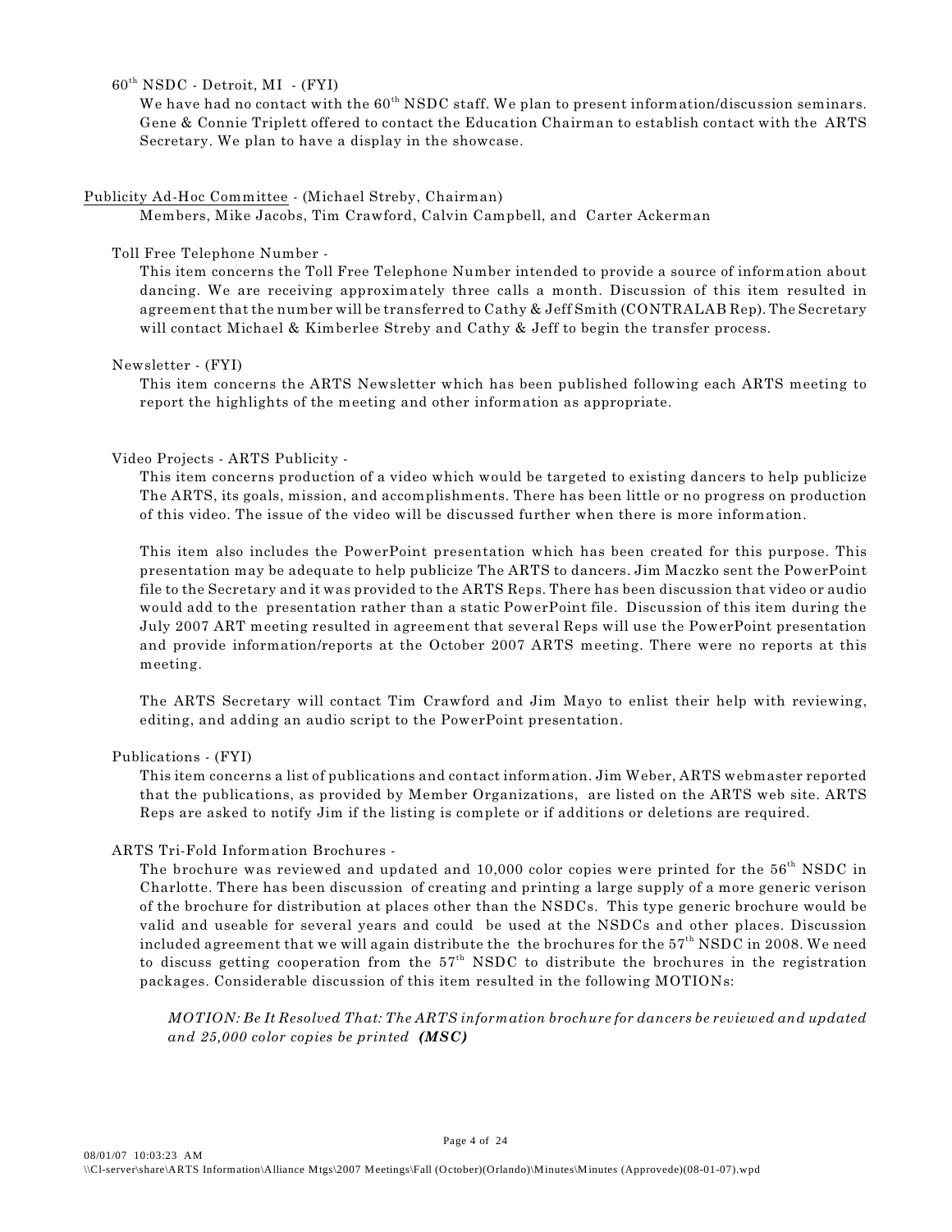60th NSDC - Detroit, MI - (FYI)

We have had no contact with the 60th NSDC staff. We plan to present information/discussion seminars. Gene & Connie Triplett offered to contact the Education Chairman to establish contact with the ARTS Secretary. We plan to have a display in the showcase.

Publicity Ad-Hoc Committee - (Michael Streby, Chairman)

Members, Mike Jacobs, Tim Crawford, Calvin Campbell, and Carter Ackerman

Toll Free Telephone Number -

This item concerns the Toll Free Telephone Number intended to provide a source of information about dancing. We are receiving approximately three calls a month. Discussion of this item resulted in agreement that the number will be transferred to Cathy & Jeff Smith (CONTRALAB Rep). The Secretary will contact Michael & Kimberlee Streby and Cathy & Jeff to begin the transfer process.

Newsletter - (FYI)

This item concerns the ARTS Newsletter which has been published following each ARTS meeting to report the highlights of the meeting and other information as appropriate.

Video Projects - ARTS Publicity -

This item concerns production of a video which would be targeted to existing dancers to help publicize The ARTS, its goals, mission, and accomplishments. There has been little or no progress on production of this video. The issue of the video will be discussed further when there is more information.

This item also includes the PowerPoint presentation which has been created for this purpose. This presentation may be adequate to help publicize The ARTS to dancers. Jim Maczko sent the PowerPoint file to the Secretary and it was provided to the ARTS Reps. There has been discussion that video or audio would add to the presentation rather than a static PowerPoint file. Discussion of this item during the July 2007 ART meeting resulted in agreement that several Reps will use the PowerPoint presentation and provide information/reports at the October 2007 ARTS meeting. There were no reports at this meeting.

The ARTS Secretary will contact Tim Crawford and Jim Mayo to enlist their help with reviewing, editing, and adding an audio script to the PowerPoint presentation.

Publications - (FYI)

This item concerns a list of publications and contact information. Jim Weber, ARTS webmaster reported that the publications, as provided by Member Organizations, are listed on the ARTS web site. ARTS Reps are asked to notify Jim if the listing is complete or if additions or deletions are required.

ARTS Tri-Fold Information Brochures -

The brochure was reviewed and updated and 10,000 color copies were printed for the 56th NSDC in Charlotte. There has been discussion of creating and printing a large supply of a more generic verison of the brochure for distribution at places other than the NSDCs. This type generic brochure would be valid and useable for several years and could be used at the NSDCs and other places. Discussion included agreement that we will again distribute the the brochures for the 57th NSDC in 2008. We need to discuss getting cooperation from the 57th NSDC to distribute the brochures in the registration packages. Considerable discussion of this item resulted in the following MOTIONs:

*MOTION: Be It Resolved That: The ARTS information brochure for dancers be reviewed and updated and 25,000 color copies be printed* ***(MSC)***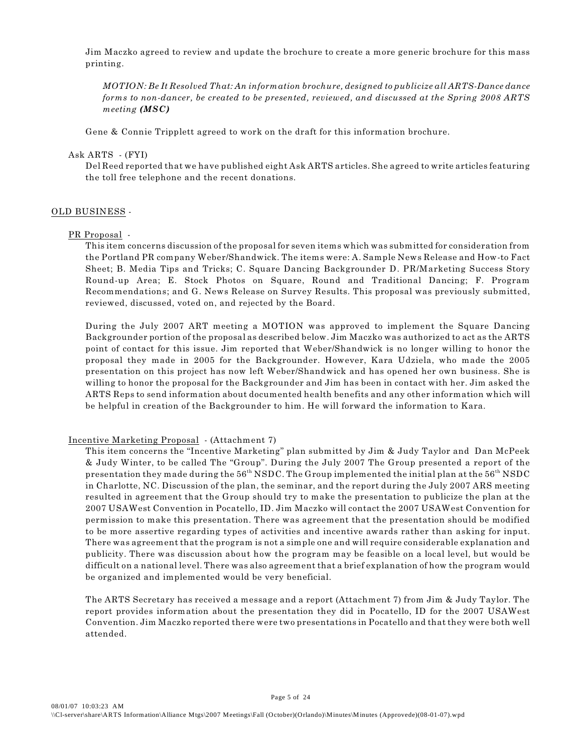Jim Maczko agreed to review and update the brochure to create a more generic brochure for this mass printing.

*MOTION: Be It Resolved That: An information brochure, designed to publicize all ARTS-Dance dance forms to non-dancer, be created to be presented, reviewed, and discussed at the Spring 2008 ARTS meeting **(MSC)***

Gene & Connie Tripplett agreed to work on the draft for this information brochure.

Ask ARTS - (FYI)

Del Reed reported that we have published eight Ask ARTS articles. She agreed to write articles featuring the toll free telephone and the recent donations.

## OLD BUSINESS -

PR Proposal -

This item concerns discussion of the proposal for seven items which was submitted for consideration from the Portland PR company Weber/Shandwick. The items were: A. Sample News Release and How-to Fact Sheet; B. Media Tips and Tricks; C. Square Dancing Backgrounder D. PR/Marketing Success Story Round-up Area; E. Stock Photos on Square, Round and Traditional Dancing; F. Program Recommendations; and G. News Release on Survey Results. This proposal was previously submitted, reviewed, discussed, voted on, and rejected by the Board.

During the July 2007 ART meeting a MOTION was approved to implement the Square Dancing Backgrounder portion of the proposal as described below. Jim Maczko was authorized to act as the ARTS point of contact for this issue. Jim reported that Weber/Shandwick is no longer willing to honor the proposal they made in 2005 for the Backgrounder. However, Kara Udziela, who made the 2005 presentation on this project has now left Weber/Shandwick and has opened her own business. She is willing to honor the proposal for the Backgrounder and Jim has been in contact with her. Jim asked the ARTS Reps to send information about documented health benefits and any other information which will be helpful in creation of the Backgrounder to him. He will forward the information to Kara.

Incentive Marketing Proposal - (Attachment 7)

This item concerns the "Incentive Marketing" plan submitted by Jim & Judy Taylor and Dan McPeek & Judy Winter, to be called The "Group". During the July 2007 The Group presented a report of the presentation they made during the 56th NSDC. The Group implemented the initial plan at the 56th NSDC in Charlotte, NC. Discussion of the plan, the seminar, and the report during the July 2007 ARS meeting resulted in agreement that the Group should try to make the presentation to publicize the plan at the 2007 USAWest Convention in Pocatello, ID. Jim Maczko will contact the 2007 USAWest Convention for permission to make this presentation. There was agreement that the presentation should be modified to be more assertive regarding types of activities and incentive awards rather than asking for input. There was agreement that the program is not a simple one and will require considerable explanation and publicity. There was discussion about how the program may be feasible on a local level, but would be difficult on a national level. There was also agreement that a brief explanation of how the program would be organized and implemented would be very beneficial.

The ARTS Secretary has received a message and a report (Attachment 7) from Jim & Judy Taylor. The report provides information about the presentation they did in Pocatello, ID for the 2007 USAWest Convention. Jim Maczko reported there were two presentations in Pocatello and that they were both well attended.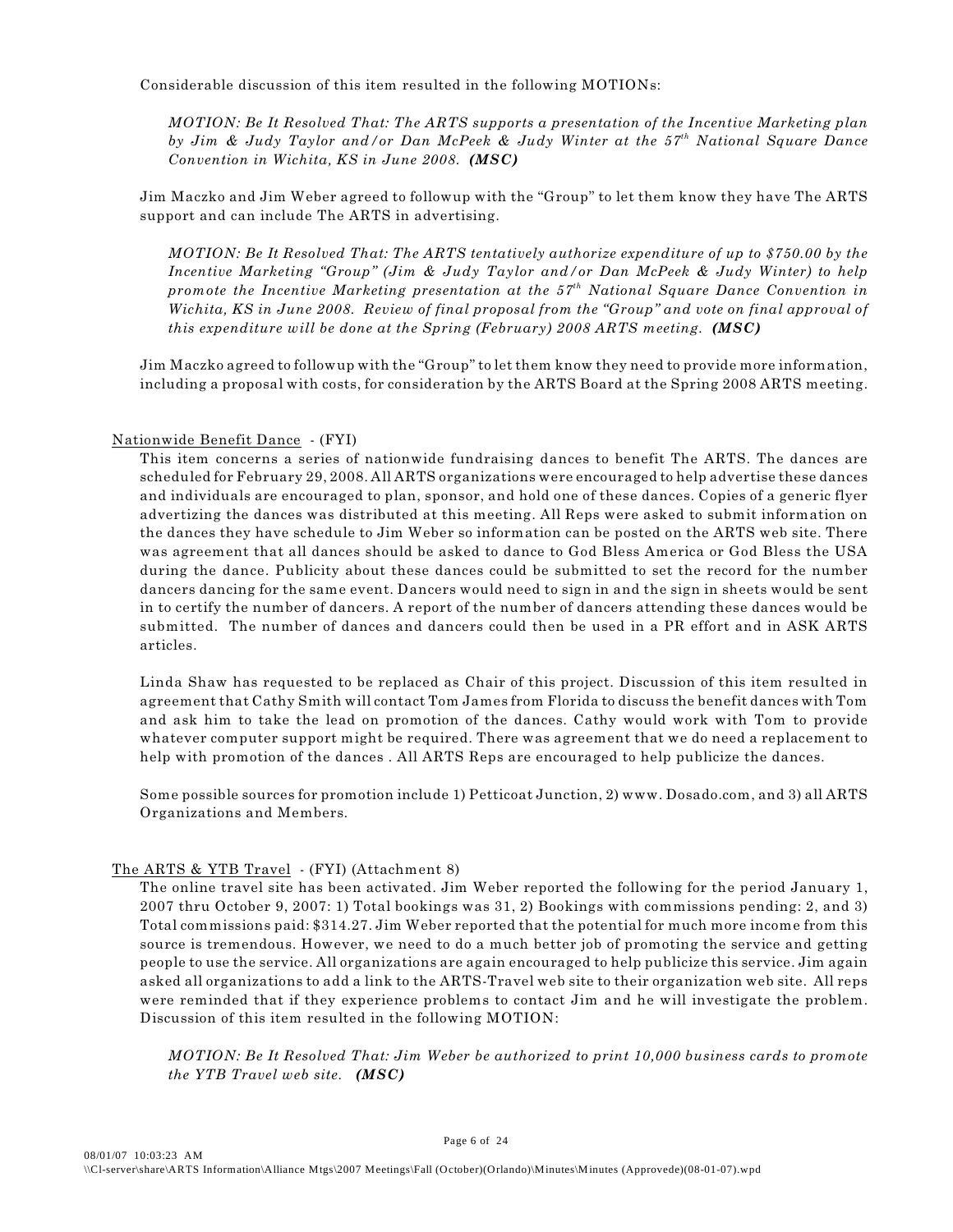Considerable discussion of this item resulted in the following MOTIONs:

> *MOTION: Be It Resolved That: The ARTS supports a presentation of the Incentive Marketing plan by Jim & Judy Taylor and/or Dan McPeek & Judy Winter at the 57th National Square Dance Convention in Wichita, KS in June 2008.* ***(MSC)***

Jim Maczko and Jim Weber agreed to followup with the "Group" to let them know they have The ARTS support and can include The ARTS in advertising.

> *MOTION: Be It Resolved That: The ARTS tentatively authorize expenditure of up to $750.00 by the Incentive Marketing "Group" (Jim & Judy Taylor and/or Dan McPeek & Judy Winter) to help promote the Incentive Marketing presentation at the 57th National Square Dance Convention in Wichita, KS in June 2008. Review of final proposal from the "Group" and vote on final approval of this expenditure will be done at the Spring (February) 2008 ARTS meeting.* ***(MSC)***

Jim Maczko agreed to followup with the "Group" to let them know they need to provide more information, including a proposal with costs, for consideration by the ARTS Board at the Spring 2008 ARTS meeting.

Nationwide Benefit Dance - (FYI)

This item concerns a series of nationwide fundraising dances to benefit The ARTS. The dances are scheduled for February 29, 2008. All ARTS organizations were encouraged to help advertise these dances and individuals are encouraged to plan, sponsor, and hold one of these dances. Copies of a generic flyer advertizing the dances was distributed at this meeting. All Reps were asked to submit information on the dances they have schedule to Jim Weber so information can be posted on the ARTS web site. There was agreement that all dances should be asked to dance to God Bless America or God Bless the USA during the dance. Publicity about these dances could be submitted to set the record for the number dancers dancing for the same event. Dancers would need to sign in and the sign in sheets would be sent in to certify the number of dancers. A report of the number of dancers attending these dances would be submitted. The number of dances and dancers could then be used in a PR effort and in ASK ARTS articles.

Linda Shaw has requested to be replaced as Chair of this project. Discussion of this item resulted in agreement that Cathy Smith will contact Tom James from Florida to discuss the benefit dances with Tom and ask him to take the lead on promotion of the dances. Cathy would work with Tom to provide whatever computer support might be required. There was agreement that we do need a replacement to help with promotion of the dances . All ARTS Reps are encouraged to help publicize the dances.

Some possible sources for promotion include 1) Petticoat Junction, 2) www. Dosado.com, and 3) all ARTS Organizations and Members.

The ARTS & YTB Travel - (FYI) (Attachment 8)

The online travel site has been activated. Jim Weber reported the following for the period January 1, 2007 thru October 9, 2007: 1) Total bookings was 31, 2) Bookings with commissions pending: 2, and 3) Total commissions paid: $314.27. Jim Weber reported that the potential for much more income from this source is tremendous. However, we need to do a much better job of promoting the service and getting people to use the service. All organizations are again encouraged to help publicize this service. Jim again asked all organizations to add a link to the ARTS-Travel web site to their organization web site. All reps were reminded that if they experience problems to contact Jim and he will investigate the problem. Discussion of this item resulted in the following MOTION:

> *MOTION: Be It Resolved That: Jim Weber be authorized to print 10,000 business cards to promote the YTB Travel web site.* ***(MSC)***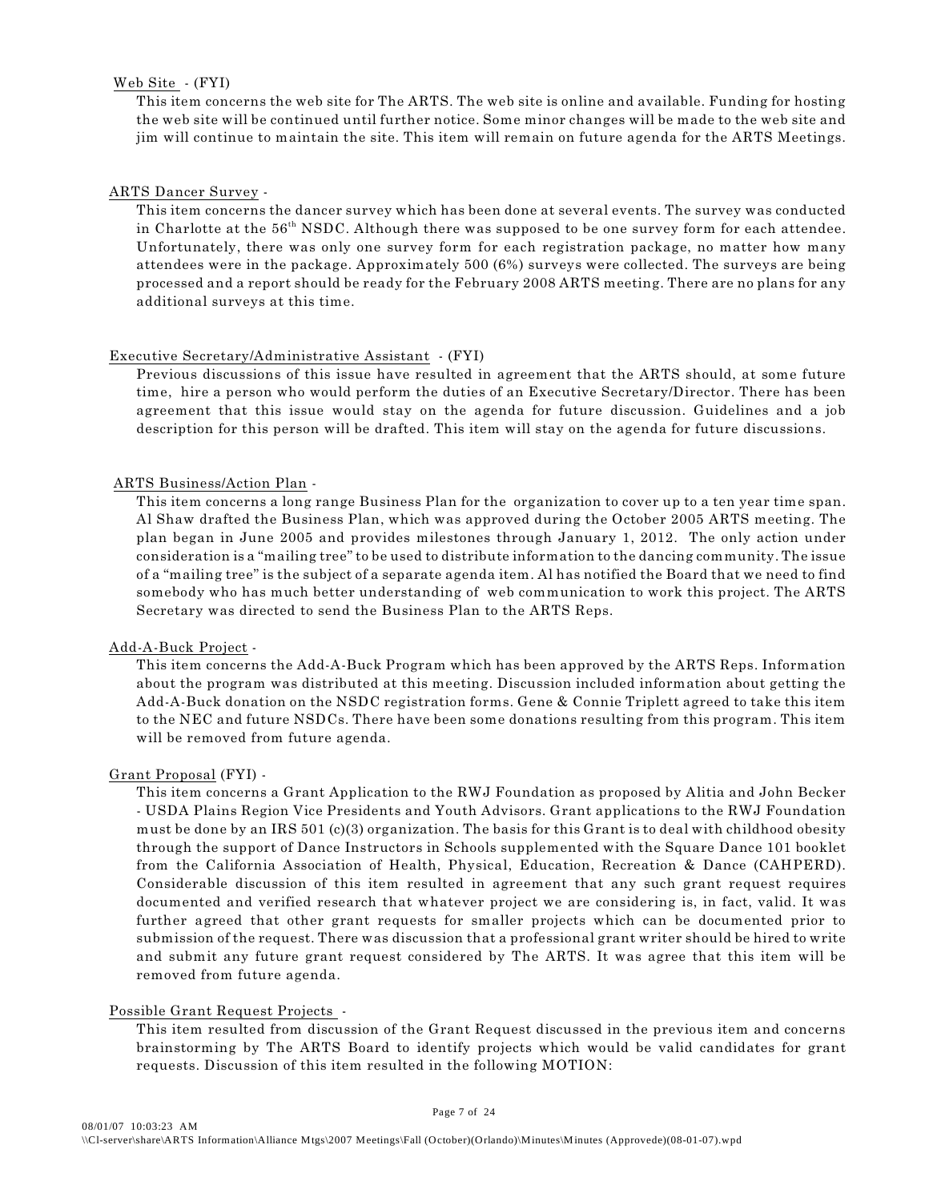Web Site - (FYI)

This item concerns the web site for The ARTS. The web site is online and available. Funding for hosting the web site will be continued until further notice. Some minor changes will be made to the web site and jim will continue to maintain the site. This item will remain on future agenda for the ARTS Meetings.

ARTS Dancer Survey -

This item concerns the dancer survey which has been done at several events. The survey was conducted in Charlotte at the 56th NSDC. Although there was supposed to be one survey form for each attendee. Unfortunately, there was only one survey form for each registration package, no matter how many attendees were in the package. Approximately 500 (6%) surveys were collected. The surveys are being processed and a report should be ready for the February 2008 ARTS meeting. There are no plans for any additional surveys at this time.

Executive Secretary/Administrative Assistant - (FYI)

Previous discussions of this issue have resulted in agreement that the ARTS should, at some future time, hire a person who would perform the duties of an Executive Secretary/Director. There has been agreement that this issue would stay on the agenda for future discussion. Guidelines and a job description for this person will be drafted. This item will stay on the agenda for future discussions.

ARTS Business/Action Plan -

This item concerns a long range Business Plan for the organization to cover up to a ten year time span. Al Shaw drafted the Business Plan, which was approved during the October 2005 ARTS meeting. The plan began in June 2005 and provides milestones through January 1, 2012. The only action under consideration is a "mailing tree" to be used to distribute information to the dancing community. The issue of a "mailing tree" is the subject of a separate agenda item. Al has notified the Board that we need to find somebody who has much better understanding of web communication to work this project. The ARTS Secretary was directed to send the Business Plan to the ARTS Reps.

Add-A-Buck Project -

This item concerns the Add-A-Buck Program which has been approved by the ARTS Reps. Information about the program was distributed at this meeting. Discussion included information about getting the Add-A-Buck donation on the NSDC registration forms. Gene & Connie Triplett agreed to take this item to the NEC and future NSDCs. There have been some donations resulting from this program. This item will be removed from future agenda.

Grant Proposal (FYI) -

This item concerns a Grant Application to the RWJ Foundation as proposed by Alitia and John Becker - USDA Plains Region Vice Presidents and Youth Advisors. Grant applications to the RWJ Foundation must be done by an IRS 501 (c)(3) organization. The basis for this Grant is to deal with childhood obesity through the support of Dance Instructors in Schools supplemented with the Square Dance 101 booklet from the California Association of Health, Physical, Education, Recreation & Dance (CAHPERD). Considerable discussion of this item resulted in agreement that any such grant request requires documented and verified research that whatever project we are considering is, in fact, valid. It was further agreed that other grant requests for smaller projects which can be documented prior to submission of the request. There was discussion that a professional grant writer should be hired to write and submit any future grant request considered by The ARTS. It was agree that this item will be removed from future agenda.

Possible Grant Request Projects -

This item resulted from discussion of the Grant Request discussed in the previous item and concerns brainstorming by The ARTS Board to identify projects which would be valid candidates for grant requests. Discussion of this item resulted in the following MOTION: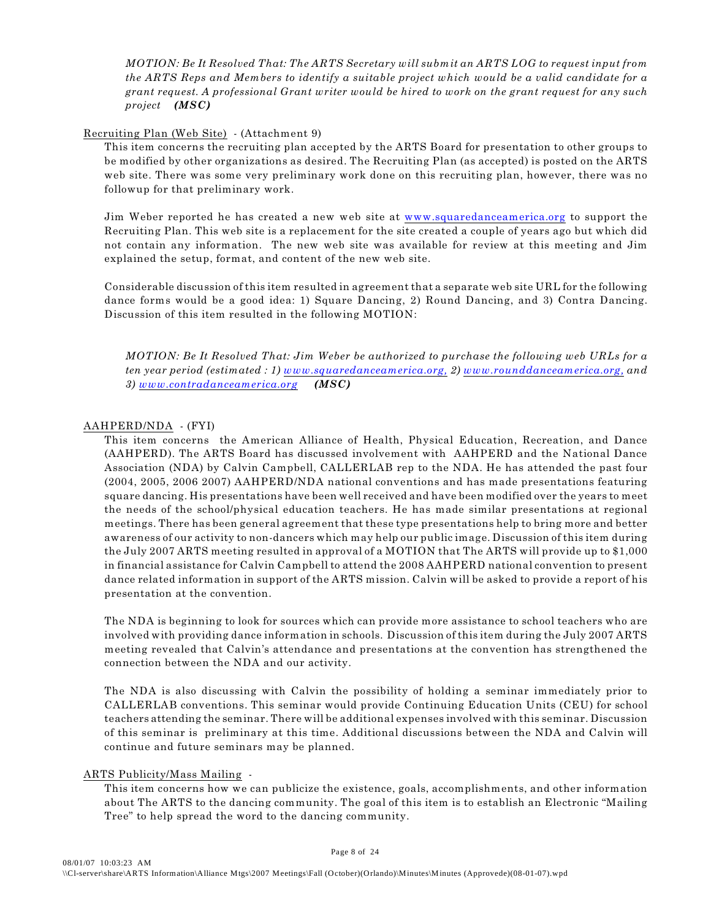*MOTION: Be It Resolved That: The ARTS Secretary will submit an ARTS LOG to request input from the ARTS Reps and Members to identify a suitable project which would be a valid candidate for a grant request. A professional Grant writer would be hired to work on the grant request for any such project* ***(MSC)***

Recruiting Plan (Web Site) - (Attachment 9)

This item concerns the recruiting plan accepted by the ARTS Board for presentation to other groups to be modified by other organizations as desired. The Recruiting Plan (as accepted) is posted on the ARTS web site. There was some very preliminary work done on this recruiting plan, however, there was no followup for that preliminary work.

Jim Weber reported he has created a new web site at www.squaredanceamerica.org to support the Recruiting Plan. This web site is a replacement for the site created a couple of years ago but which did not contain any information. The new web site was available for review at this meeting and Jim explained the setup, format, and content of the new web site.

Considerable discussion of this item resulted in agreement that a separate web site URL for the following dance forms would be a good idea: 1) Square Dancing, 2) Round Dancing, and 3) Contra Dancing. Discussion of this item resulted in the following MOTION:

*MOTION: Be It Resolved That: Jim Weber be authorized to purchase the following web URLs for a ten year period (estimated : 1) www.squaredanceamerica.org, 2) www.rounddanceamerica.org, and 3) www.contradanceamerica.org* ***(MSC)***

AAHPERD/NDA - (FYI)

This item concerns the American Alliance of Health, Physical Education, Recreation, and Dance (AAHPERD). The ARTS Board has discussed involvement with AAHPERD and the National Dance Association (NDA) by Calvin Campbell, CALLERLAB rep to the NDA. He has attended the past four (2004, 2005, 2006 2007) AAHPERD/NDA national conventions and has made presentations featuring square dancing. His presentations have been well received and have been modified over the years to meet the needs of the school/physical education teachers. He has made similar presentations at regional meetings. There has been general agreement that these type presentations help to bring more and better awareness of our activity to non-dancers which may help our public image. Discussion of this item during the July 2007 ARTS meeting resulted in approval of a MOTION that The ARTS will provide up to $1,000 in financial assistance for Calvin Campbell to attend the 2008 AAHPERD national convention to present dance related information in support of the ARTS mission. Calvin will be asked to provide a report of his presentation at the convention.

The NDA is beginning to look for sources which can provide more assistance to school teachers who are involved with providing dance information in schools. Discussion of this item during the July 2007 ARTS meeting revealed that Calvin's attendance and presentations at the convention has strengthened the connection between the NDA and our activity.

The NDA is also discussing with Calvin the possibility of holding a seminar immediately prior to CALLERLAB conventions. This seminar would provide Continuing Education Units (CEU) for school teachers attending the seminar. There will be additional expenses involved with this seminar. Discussion of this seminar is preliminary at this time. Additional discussions between the NDA and Calvin will continue and future seminars may be planned.

ARTS Publicity/Mass Mailing -

This item concerns how we can publicize the existence, goals, accomplishments, and other information about The ARTS to the dancing community. The goal of this item is to establish an Electronic "Mailing Tree" to help spread the word to the dancing community.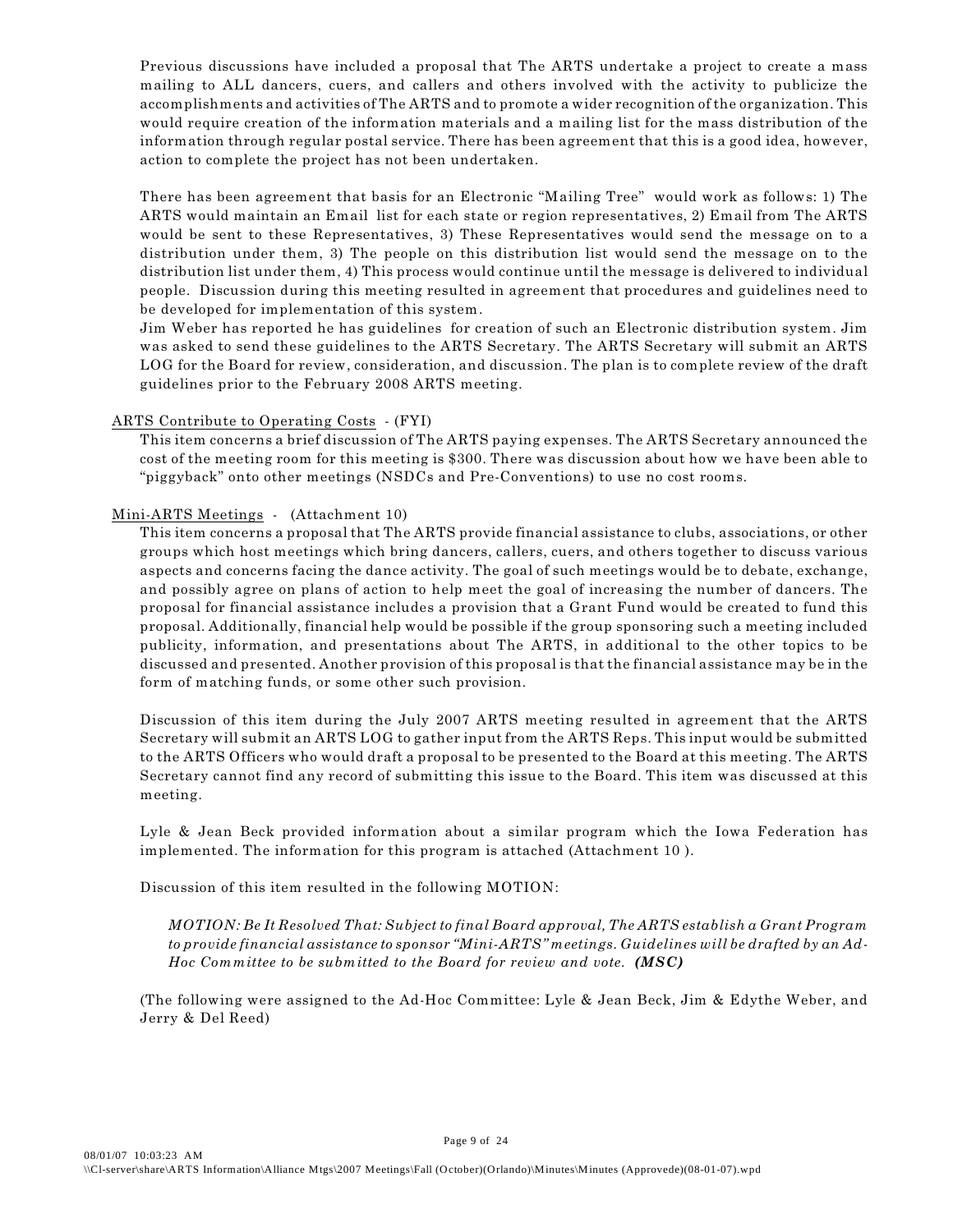Previous discussions have included a proposal that The ARTS undertake a project to create a mass mailing to ALL dancers, cuers, and callers and others involved with the activity to publicize the accomplishments and activities of The ARTS and to promote a wider recognition of the organization. This would require creation of the information materials and a mailing list for the mass distribution of the information through regular postal service. There has been agreement that this is a good idea, however, action to complete the project has not been undertaken.

There has been agreement that basis for an Electronic "Mailing Tree" would work as follows: 1) The ARTS would maintain an Email list for each state or region representatives, 2) Email from The ARTS would be sent to these Representatives, 3) These Representatives would send the message on to a distribution under them, 3) The people on this distribution list would send the message on to the distribution list under them, 4) This process would continue until the message is delivered to individual people. Discussion during this meeting resulted in agreement that procedures and guidelines need to be developed for implementation of this system.

Jim Weber has reported he has guidelines for creation of such an Electronic distribution system. Jim was asked to send these guidelines to the ARTS Secretary. The ARTS Secretary will submit an ARTS LOG for the Board for review, consideration, and discussion. The plan is to complete review of the draft guidelines prior to the February 2008 ARTS meeting.

ARTS Contribute to Operating Costs - (FYI)

This item concerns a brief discussion of The ARTS paying expenses. The ARTS Secretary announced the cost of the meeting room for this meeting is $300. There was discussion about how we have been able to "piggyback" onto other meetings (NSDCs and Pre-Conventions) to use no cost rooms.

Mini-ARTS Meetings - (Attachment 10)

This item concerns a proposal that The ARTS provide financial assistance to clubs, associations, or other groups which host meetings which bring dancers, callers, cuers, and others together to discuss various aspects and concerns facing the dance activity. The goal of such meetings would be to debate, exchange, and possibly agree on plans of action to help meet the goal of increasing the number of dancers. The proposal for financial assistance includes a provision that a Grant Fund would be created to fund this proposal. Additionally, financial help would be possible if the group sponsoring such a meeting included publicity, information, and presentations about The ARTS, in additional to the other topics to be discussed and presented. Another provision of this proposal is that the financial assistance may be in the form of matching funds, or some other such provision.

Discussion of this item during the July 2007 ARTS meeting resulted in agreement that the ARTS Secretary will submit an ARTS LOG to gather input from the ARTS Reps. This input would be submitted to the ARTS Officers who would draft a proposal to be presented to the Board at this meeting. The ARTS Secretary cannot find any record of submitting this issue to the Board. This item was discussed at this meeting.

Lyle & Jean Beck provided information about a similar program which the Iowa Federation has implemented. The information for this program is attached (Attachment 10 ).

Discussion of this item resulted in the following MOTION:

> *MOTION: Be It Resolved That: Subject to final Board approval, The ARTS establish a Grant Program to provide financial assistance to sponsor "Mini-ARTS" meetings. Guidelines will be drafted by an Ad-Hoc Committee to be submitted to the Board for review and vote.* ***(MSC)***

(The following were assigned to the Ad-Hoc Committee: Lyle & Jean Beck, Jim & Edythe Weber, and Jerry & Del Reed)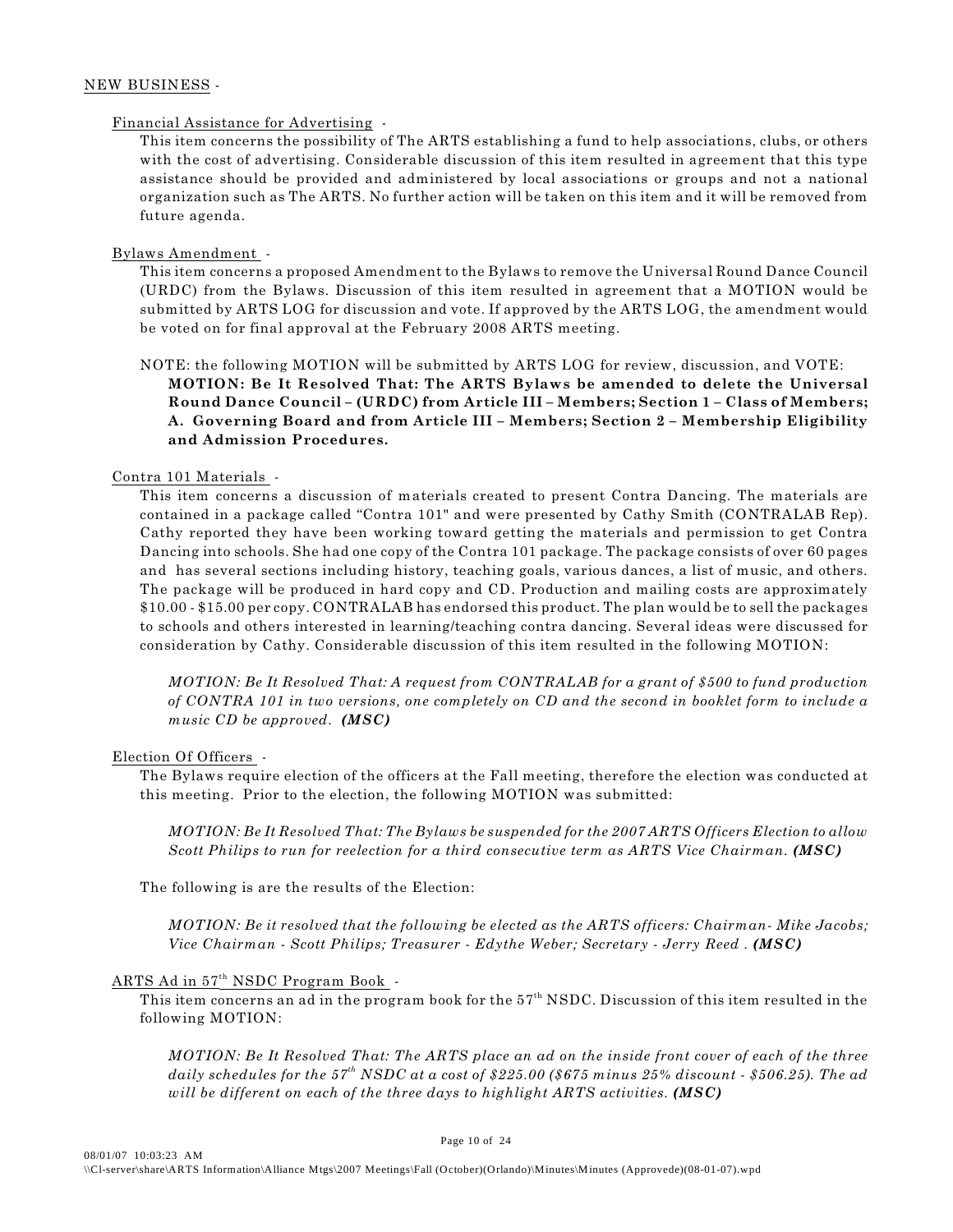NEW BUSINESS -

Financial Assistance for Advertising -

This item concerns the possibility of The ARTS establishing a fund to help associations, clubs, or others with the cost of advertising. Considerable discussion of this item resulted in agreement that this type assistance should be provided and administered by local associations or groups and not a national organization such as The ARTS. No further action will be taken on this item and it will be removed from future agenda.

Bylaws Amendment -

This item concerns a proposed Amendment to the Bylaws to remove the Universal Round Dance Council (URDC) from the Bylaws. Discussion of this item resulted in agreement that a MOTION would be submitted by ARTS LOG for discussion and vote. If approved by the ARTS LOG, the amendment would be voted on for final approval at the February 2008 ARTS meeting.

NOTE: the following MOTION will be submitted by ARTS LOG for review, discussion, and VOTE:

**MOTION: Be It Resolved That: The ARTS Bylaws be amended to delete the Universal Round Dance Council – (URDC) from Article III – Members; Section 1 – Class of Members; A. Governing Board and from Article III – Members; Section 2 – Membership Eligibility and Admission Procedures.**

Contra 101 Materials -

This item concerns a discussion of materials created to present Contra Dancing. The materials are contained in a package called "Contra 101" and were presented by Cathy Smith (CONTRALAB Rep). Cathy reported they have been working toward getting the materials and permission to get Contra Dancing into schools. She had one copy of the Contra 101 package. The package consists of over 60 pages and has several sections including history, teaching goals, various dances, a list of music, and others. The package will be produced in hard copy and CD. Production and mailing costs are approximately \$10.00 - \$15.00 per copy. CONTRALAB has endorsed this product. The plan would be to sell the packages to schools and others interested in learning/teaching contra dancing. Several ideas were discussed for consideration by Cathy. Considerable discussion of this item resulted in the following MOTION:

*MOTION: Be It Resolved That: A request from CONTRALAB for a grant of \$500 to fund production of CONTRA 101 in two versions, one completely on CD and the second in booklet form to include a music CD be approved.* ***(MSC)***

Election Of Officers -

The Bylaws require election of the officers at the Fall meeting, therefore the election was conducted at this meeting. Prior to the election, the following MOTION was submitted:

*MOTION: Be It Resolved That: The Bylaws be suspended for the 2007 ARTS Officers Election to allow Scott Philips to run for reelection for a third consecutive term as ARTS Vice Chairman.* ***(MSC)***

The following is are the results of the Election:

*MOTION: Be it resolved that the following be elected as the ARTS officers: Chairman - Mike Jacobs; Vice Chairman - Scott Philips; Treasurer - Edythe Weber; Secretary - Jerry Reed .* ***(MSC)***

ARTS Ad in 57th NSDC Program Book -

This item concerns an ad in the program book for the 57th NSDC. Discussion of this item resulted in the following MOTION:

*MOTION: Be It Resolved That: The ARTS place an ad on the inside front cover of each of the three daily schedules for the 57th NSDC at a cost of \$225.00 (\$675 minus 25% discount - \$506.25). The ad will be different on each of the three days to highlight ARTS activities.* ***(MSC)***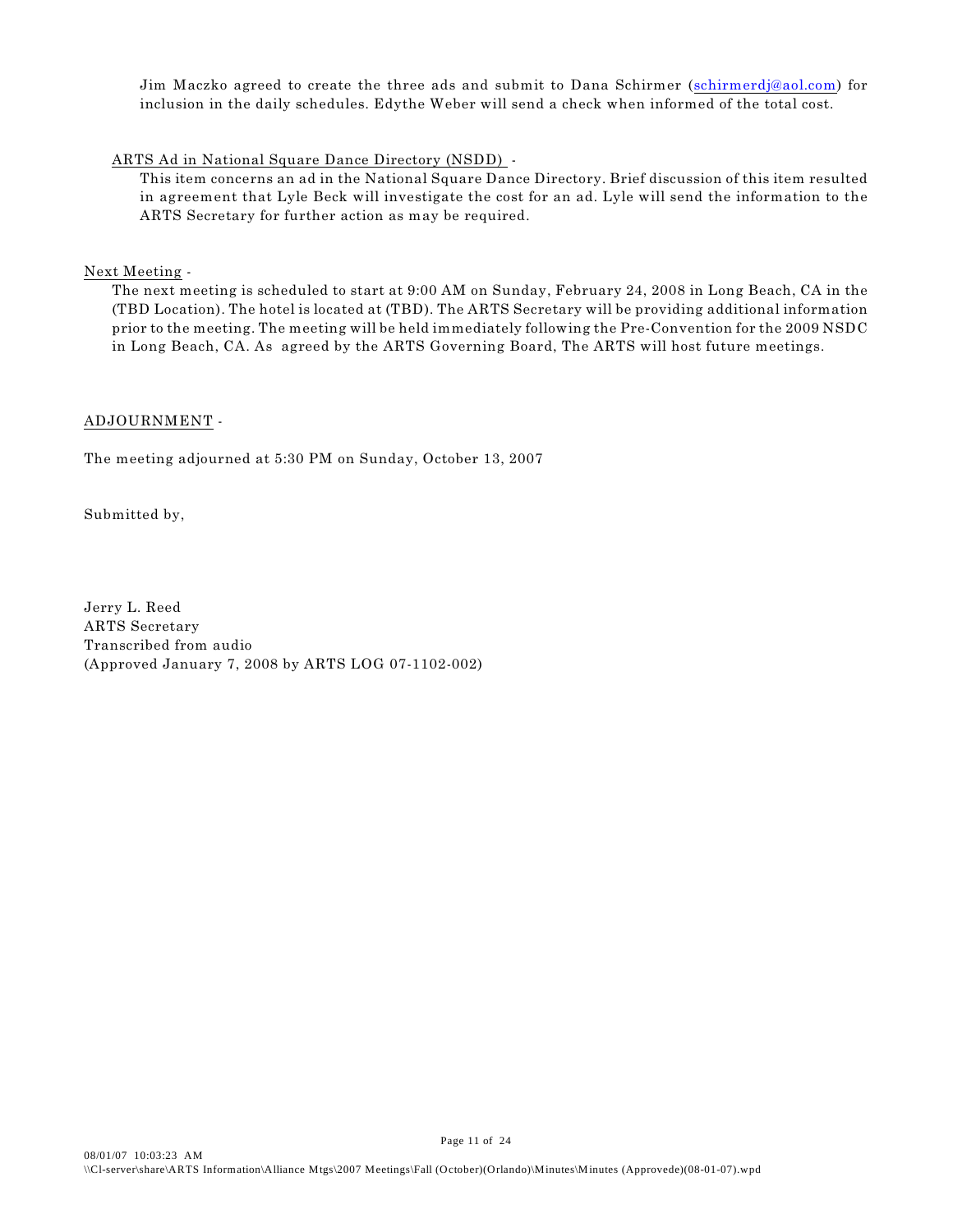Jim Maczko agreed to create the three ads and submit to Dana Schirmer (schirmerdj@aol.com) for inclusion in the daily schedules. Edythe Weber will send a check when informed of the total cost.

ARTS Ad in National Square Dance Directory (NSDD) -

This item concerns an ad in the National Square Dance Directory. Brief discussion of this item resulted in agreement that Lyle Beck will investigate the cost for an ad. Lyle will send the information to the ARTS Secretary for further action as may be required.

Next Meeting -

The next meeting is scheduled to start at 9:00 AM on Sunday, February 24, 2008 in Long Beach, CA in the (TBD Location). The hotel is located at (TBD). The ARTS Secretary will be providing additional information prior to the meeting. The meeting will be held immediately following the Pre-Convention for the 2009 NSDC in Long Beach, CA. As agreed by the ARTS Governing Board, The ARTS will host future meetings.

ADJOURNMENT -

The meeting adjourned at 5:30 PM on Sunday, October 13, 2007

Submitted by,

Jerry L. Reed
ARTS Secretary
Transcribed from audio
(Approved January 7, 2008 by ARTS LOG 07-1102-002)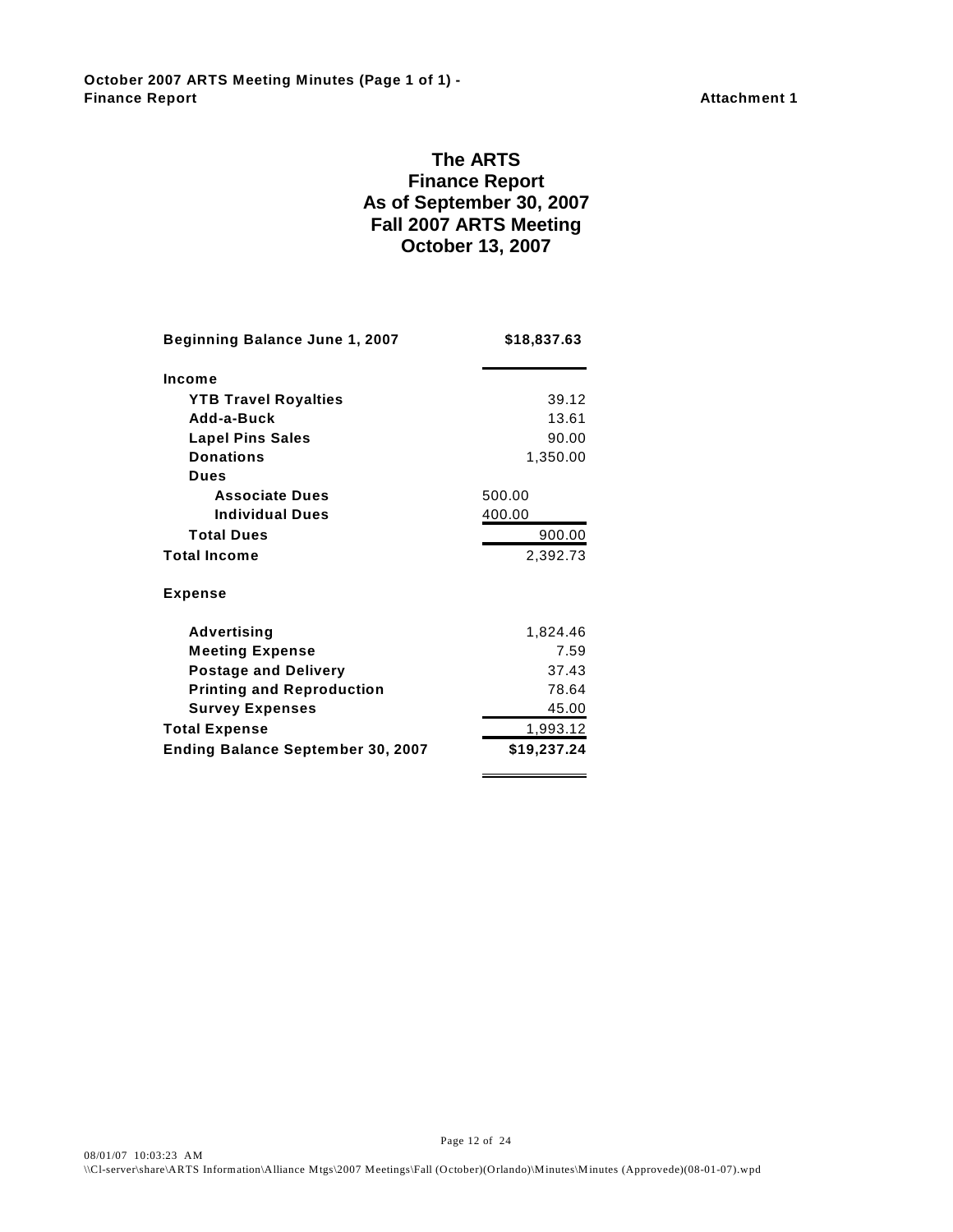**October 2007 ARTS Meeting Minutes (Page 1 of 1) - Finance Report** **Attachment 1**

# The ARTS
## Finance Report
## As of September 30, 2007
## Fall 2007 ARTS Meeting
## October 13, 2007

| | | |
|---|---|---|
| **Beginning Balance June 1, 2007** | | **$18,837.63** |
| **Income** | | |
| **YTB Travel Royalties** | | 39.12 |
| **Add-a-Buck** | | 13.61 |
| **Lapel Pins Sales** | | 90.00 |
| **Donations** | | 1,350.00 |
| **Dues** | | |
| **Associate Dues** | 500.00 | |
| **Individual Dues** | 400.00 | |
| **Total Dues** | | 900.00 |
| **Total Income** | | 2,392.73 |
| **Expense** | | |
| **Advertising** | | 1,824.46 |
| **Meeting Expense** | | 7.59 |
| **Postage and Delivery** | | 37.43 |
| **Printing and Reproduction** | | 78.64 |
| **Survey Expenses** | | 45.00 |
| **Total Expense** | | 1,993.12 |
| **Ending Balance September 30, 2007** | | **$19,237.24** |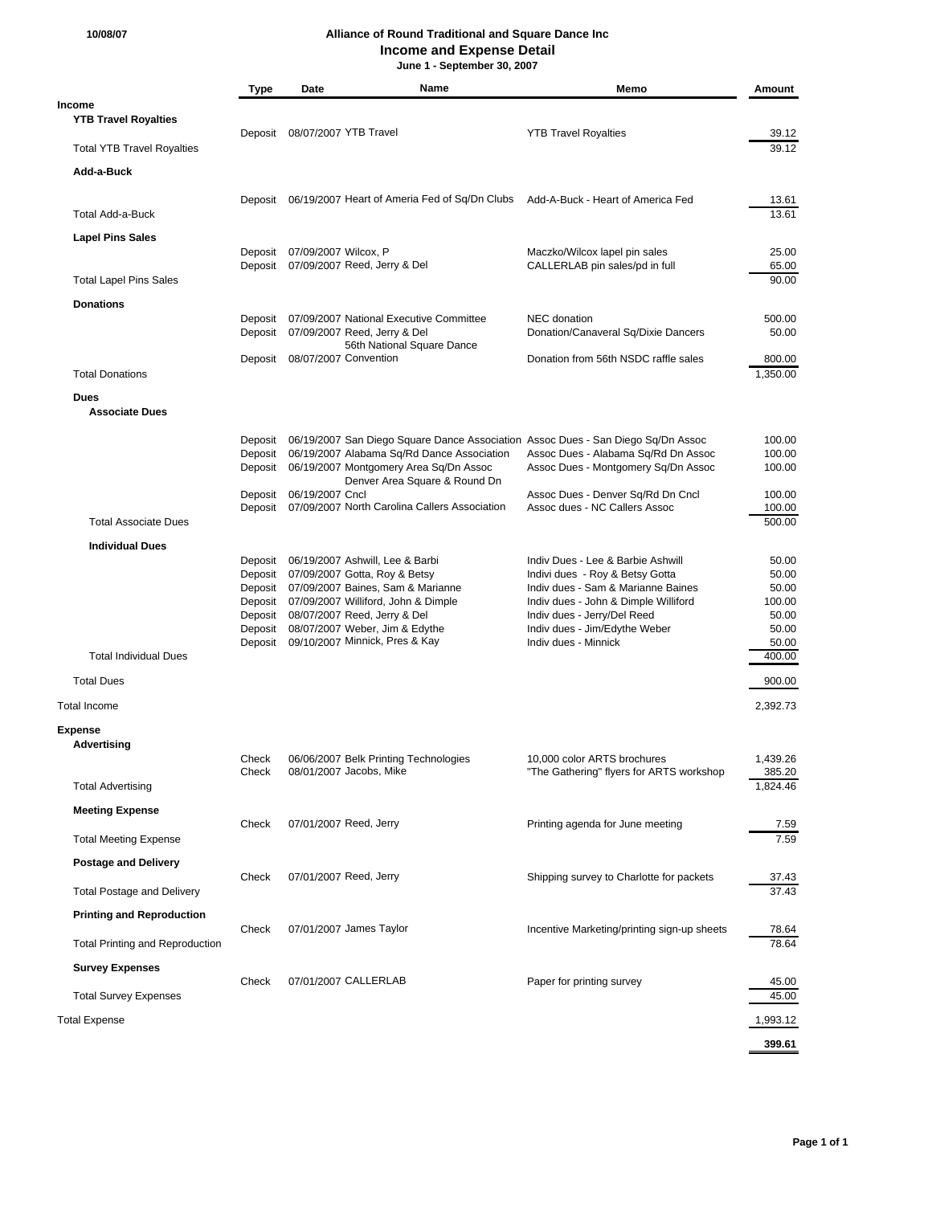10/08/07

# Alliance of Round Traditional and Square Dance Inc
## Income and Expense Detail
**June 1 - September 30, 2007**

| | Type | Date | Name | Memo | Amount |
|---|---|---|---|---|---|
| **Income** | | | | | |
| **YTB Travel Royalties** | | | | | |
| | Deposit | 08/07/2007 | YTB Travel | YTB Travel Royalties | 39.12 |
| Total YTB Travel Royalties | | | | | 39.12 |
| **Add-a-Buck** | | | | | |
| | Deposit | 06/19/2007 | Heart of Ameria Fed of Sq/Dn Clubs | Add-A-Buck - Heart of America Fed | 13.61 |
| Total Add-a-Buck | | | | | 13.61 |
| **Lapel Pins Sales** | | | | | |
| | Deposit | 07/09/2007 | Wilcox, P | Maczko/Wilcox lapel pin sales | 25.00 |
| | Deposit | 07/09/2007 | Reed, Jerry & Del | CALLERLAB pin sales/pd in full | 65.00 |
| Total Lapel Pins Sales | | | | | 90.00 |
| **Donations** | | | | | |
| | Deposit | 07/09/2007 | National Executive Committee | NEC donation | 500.00 |
| | Deposit | 07/09/2007 | Reed, Jerry & Del | Donation/Canaveral Sq/Dixie Dancers | 50.00 |
| | Deposit | 08/07/2007 | 56th National Square Dance Convention | Donation from 56th NSDC raffle sales | 800.00 |
| Total Donations | | | | | 1,350.00 |
| **Dues** | | | | | |
| **Associate Dues** | | | | | |
| | Deposit | 06/19/2007 | San Diego Square Dance Association | Assoc Dues - San Diego Sq/Dn Assoc | 100.00 |
| | Deposit | 06/19/2007 | Alabama Sq/Rd Dance Association | Assoc Dues - Alabama Sq/Rd Dn Assoc | 100.00 |
| | Deposit | 06/19/2007 | Montgomery Area Sq/Dn Assoc | Assoc Dues - Montgomery Sq/Dn Assoc | 100.00 |
| | Deposit | 06/19/2007 | Denver Area Square & Round Dn Cncl | Assoc Dues - Denver Sq/Rd Dn Cncl | 100.00 |
| | Deposit | 07/09/2007 | North Carolina Callers Association | Assoc dues - NC Callers Assoc | 100.00 |
| Total Associate Dues | | | | | 500.00 |
| **Individual Dues** | | | | | |
| | Deposit | 06/19/2007 | Ashwill, Lee & Barbi | Indiv Dues - Lee & Barbie Ashwill | 50.00 |
| | Deposit | 07/09/2007 | Gotta, Roy & Betsy | Indivi dues - Roy & Betsy Gotta | 50.00 |
| | Deposit | 07/09/2007 | Baines, Sam & Marianne | Indiv dues - Sam & Marianne Baines | 50.00 |
| | Deposit | 07/09/2007 | Williford, John & Dimple | Indiv dues - John & Dimple Williford | 100.00 |
| | Deposit | 08/07/2007 | Reed, Jerry & Del | Indiv dues - Jerry/Del Reed | 50.00 |
| | Deposit | 08/07/2007 | Weber, Jim & Edythe | Indiv dues - Jim/Edythe Weber | 50.00 |
| | Deposit | 09/10/2007 | Minnick, Pres & Kay | Indiv dues - Minnick | 50.00 |
| Total Individual Dues | | | | | 400.00 |
| Total Dues | | | | | 900.00 |
| Total Income | | | | | 2,392.73 |
| **Expense** | | | | | |
| **Advertising** | | | | | |
| | Check | 06/06/2007 | Belk Printing Technologies | 10,000 color ARTS brochures | 1,439.26 |
| | Check | 08/01/2007 | Jacobs, Mike | "The Gathering" flyers for ARTS workshop | 385.20 |
| Total Advertising | | | | | 1,824.46 |
| **Meeting Expense** | | | | | |
| | Check | 07/01/2007 | Reed, Jerry | Printing agenda for June meeting | 7.59 |
| Total Meeting Expense | | | | | 7.59 |
| **Postage and Delivery** | | | | | |
| | Check | 07/01/2007 | Reed, Jerry | Shipping survey to Charlotte for packets | 37.43 |
| Total Postage and Delivery | | | | | 37.43 |
| **Printing and Reproduction** | | | | | |
| | Check | 07/01/2007 | James Taylor | Incentive Marketing/printing sign-up sheets | 78.64 |
| Total Printing and Reproduction | | | | | 78.64 |
| **Survey Expenses** | | | | | |
| | Check | 07/01/2007 | CALLERLAB | Paper for printing survey | 45.00 |
| Total Survey Expenses | | | | | 45.00 |
| Total Expense | | | | | 1,993.12 |
| | | | | | **399.61** |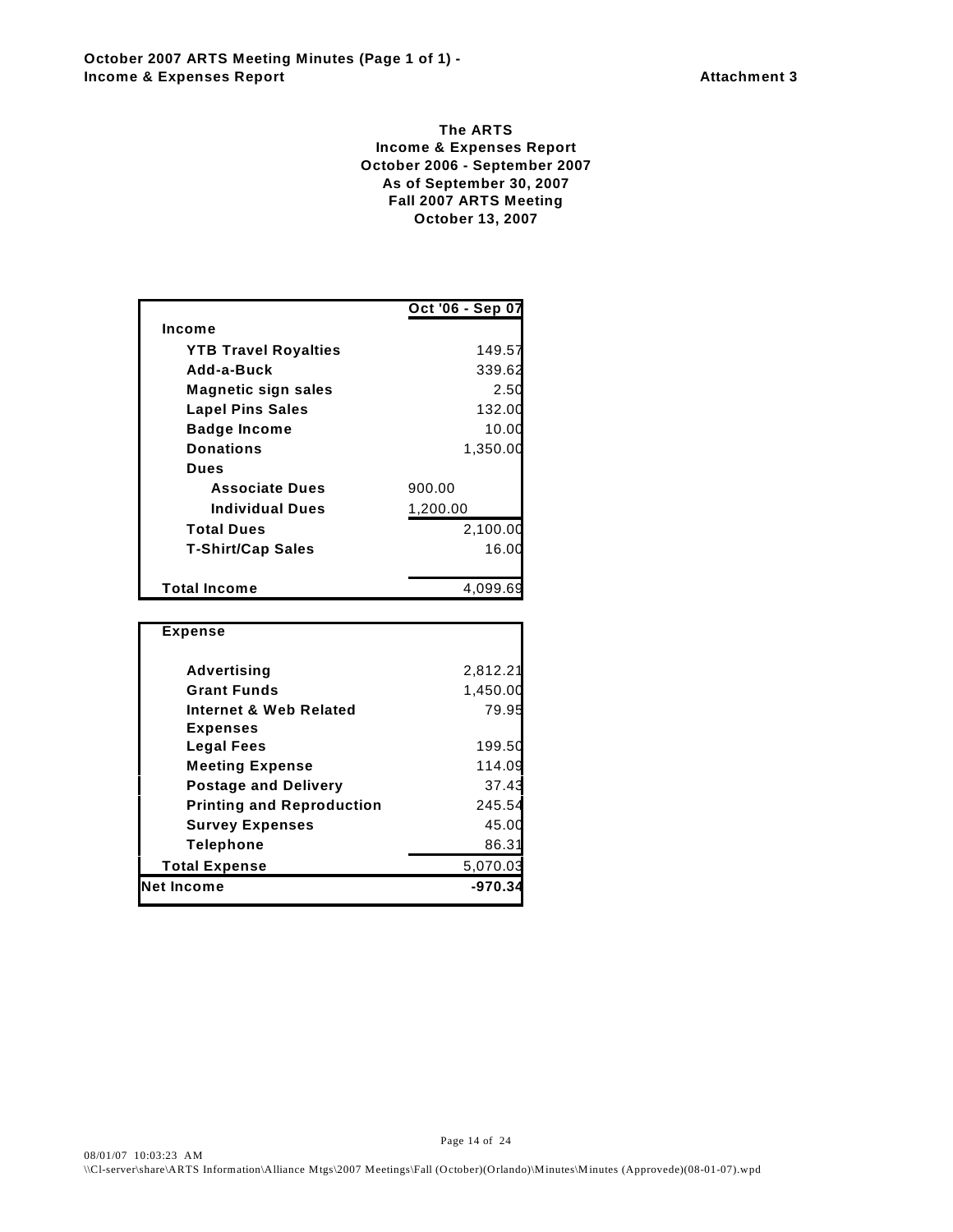**October 2007 ARTS Meeting Minutes (Page 1 of 1) - Income & Expenses Report** **Attachment 3**

**The ARTS**
**Income & Expenses Report**
**October 2006 - September 2007**
**As of September 30, 2007**
**Fall 2007 ARTS Meeting**
**October 13, 2007**

| | | Oct '06 - Sep 07 |
|---|---|---|
| **Income** | | |
| **YTB Travel Royalties** | | 149.57 |
| **Add-a-Buck** | | 339.62 |
| **Magnetic sign sales** | | 2.50 |
| **Lapel Pins Sales** | | 132.00 |
| **Badge Income** | | 10.00 |
| **Donations** | | 1,350.00 |
| **Dues** | | |
| **Associate Dues** | 900.00 | |
| **Individual Dues** | 1,200.00 | |
| **Total Dues** | | 2,100.00 |
| **T-Shirt/Cap Sales** | | 16.00 |
| **Total Income** | | 4,099.69 |

| | |
|---|---|
| **Expense** | |
| **Advertising** | 2,812.21 |
| **Grant Funds** | 1,450.00 |
| **Internet & Web Related Expenses** | 79.95 |
| **Legal Fees** | 199.50 |
| **Meeting Expense** | 114.09 |
| **Postage and Delivery** | 37.43 |
| **Printing and Reproduction** | 245.54 |
| **Survey Expenses** | 45.00 |
| **Telephone** | 86.31 |
| **Total Expense** | 5,070.03 |
| **Net Income** | **-970.34** |

08/01/07 10:03:23 AM
\\Cl-server\share\ARTS Information\Alliance Mtgs\2007 Meetings\Fall (October)(Orlando)\Minutes\Minutes (Approvede)(08-01-07).wpd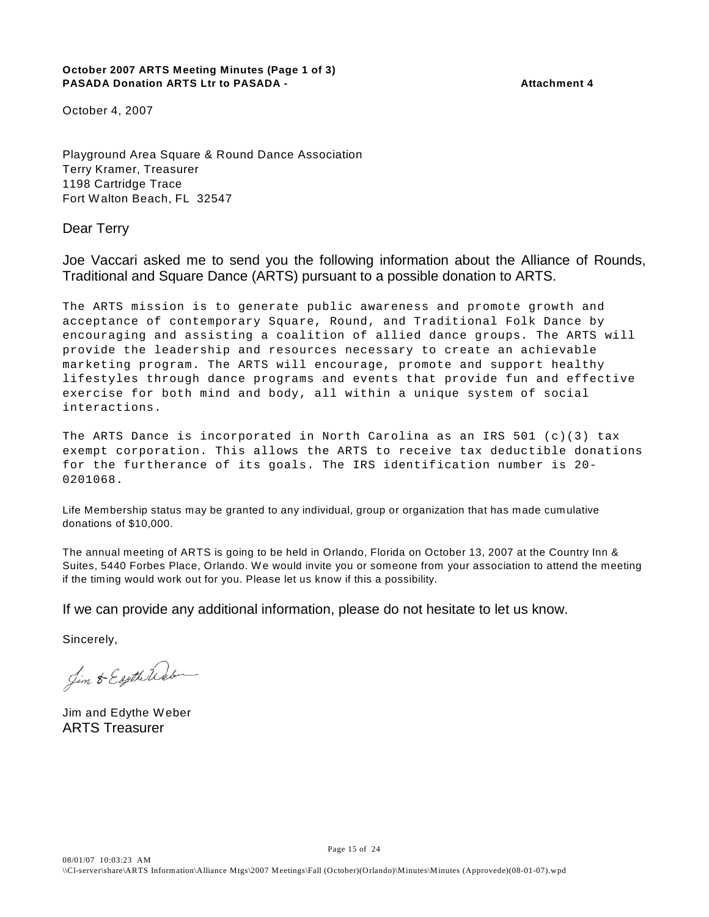**October 2007 ARTS Meeting Minutes (Page 1 of 3)**
**PASADA Donation ARTS Ltr to PASADA -** **Attachment 4**

October 4, 2007

Playground Area Square & Round Dance Association
Terry Kramer, Treasurer
1198 Cartridge Trace
Fort Walton Beach, FL 32547

Dear Terry

Joe Vaccari asked me to send you the following information about the Alliance of Rounds, Traditional and Square Dance (ARTS) pursuant to a possible donation to ARTS.

The ARTS mission is to generate public awareness and promote growth and acceptance of contemporary Square, Round, and Traditional Folk Dance by encouraging and assisting a coalition of allied dance groups. The ARTS will provide the leadership and resources necessary to create an achievable marketing program. The ARTS will encourage, promote and support healthy lifestyles through dance programs and events that provide fun and effective exercise for both mind and body, all within a unique system of social interactions.

The ARTS Dance is incorporated in North Carolina as an IRS 501 (c)(3) tax exempt corporation. This allows the ARTS to receive tax deductible donations for the furtherance of its goals. The IRS identification number is 20-0201068.

Life Membership status may be granted to any individual, group or organization that has made cumulative donations of $10,000.

The annual meeting of ARTS is going to be held in Orlando, Florida on October 13, 2007 at the Country Inn & Suites, 5440 Forbes Place, Orlando. We would invite you or someone from your association to attend the meeting if the timing would work out for you. Please let us know if this a possibility.

If we can provide any additional information, please do not hesitate to let us know.

Sincerely,

Jim & Edythe Weber

Jim and Edythe Weber
ARTS Treasurer

08/01/07 10:03:23 AM
\\Cl-server\share\ARTS Information\Alliance Mtgs\2007 Meetings\Fall (October)(Orlando)\Minutes\Minutes (Approvede)(08-01-07).wpd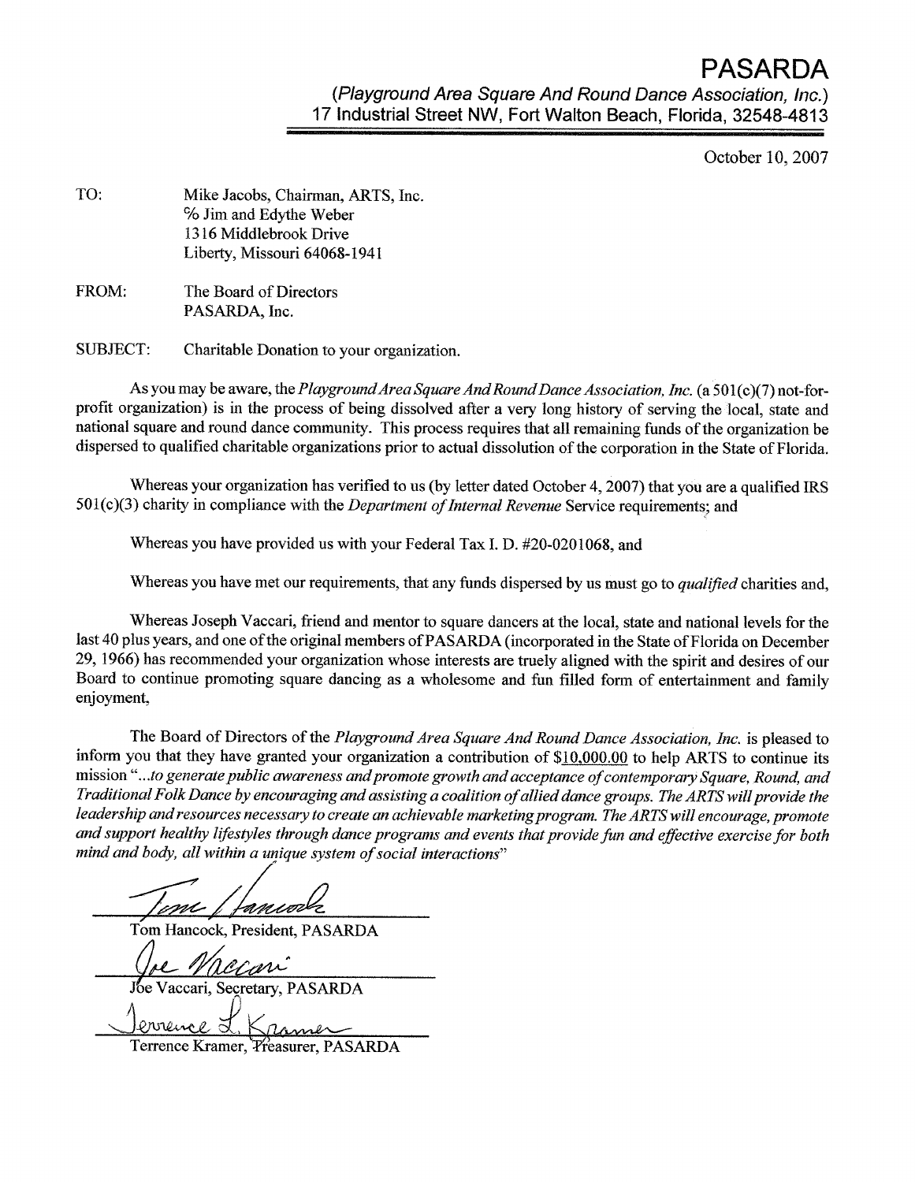# PASARDA

*(Playground Area Square And Round Dance Association, Inc.)*
17 Industrial Street NW, Fort Walton Beach, Florida, 32548-4813

October 10, 2007

TO: Mike Jacobs, Chairman, ARTS, Inc.
℅ Jim and Edythe Weber
1316 Middlebrook Drive
Liberty, Missouri 64068-1941

FROM: The Board of Directors
PASARDA, Inc.

SUBJECT: Charitable Donation to your organization.

As you may be aware, the *Playground Area Square And Round Dance Association, Inc.* (a 501(c)(7) not-for-profit organization) is in the process of being dissolved after a very long history of serving the local, state and national square and round dance community. This process requires that all remaining funds of the organization be dispersed to qualified charitable organizations prior to actual dissolution of the corporation in the State of Florida.

Whereas your organization has verified to us (by letter dated October 4, 2007) that you are a qualified IRS 501(c)(3) charity in compliance with the *Department of Internal Revenue* Service requirements; and

Whereas you have provided us with your Federal Tax I. D. #20-0201068, and

Whereas you have met our requirements, that any funds dispersed by us must go to *qualified* charities and,

Whereas Joseph Vaccari, friend and mentor to square dancers at the local, state and national levels for the last 40 plus years, and one of the original members of PASARDA (incorporated in the State of Florida on December 29, 1966) has recommended your organization whose interests are truely aligned with the spirit and desires of our Board to continue promoting square dancing as a wholesome and fun filled form of entertainment and family enjoyment,

The Board of Directors of the *Playground Area Square And Round Dance Association, Inc.* is pleased to inform you that they have granted your organization a contribution of $10,000.00 to help ARTS to continue its mission "*...to generate public awareness and promote growth and acceptance of contemporary Square, Round, and Traditional Folk Dance by encouraging and assisting a coalition of allied dance groups. The ARTS will provide the leadership and resources necessary to create an achievable marketing program. The ARTS will encourage, promote and support healthy lifestyles through dance programs and events that provide fun and effective exercise for both mind and body, all within a unique system of social interactions*"

Tom Hancock, President, PASARDA

Joe Vaccari, Secretary, PASARDA

Terrence Kramer, Treasurer, PASARDA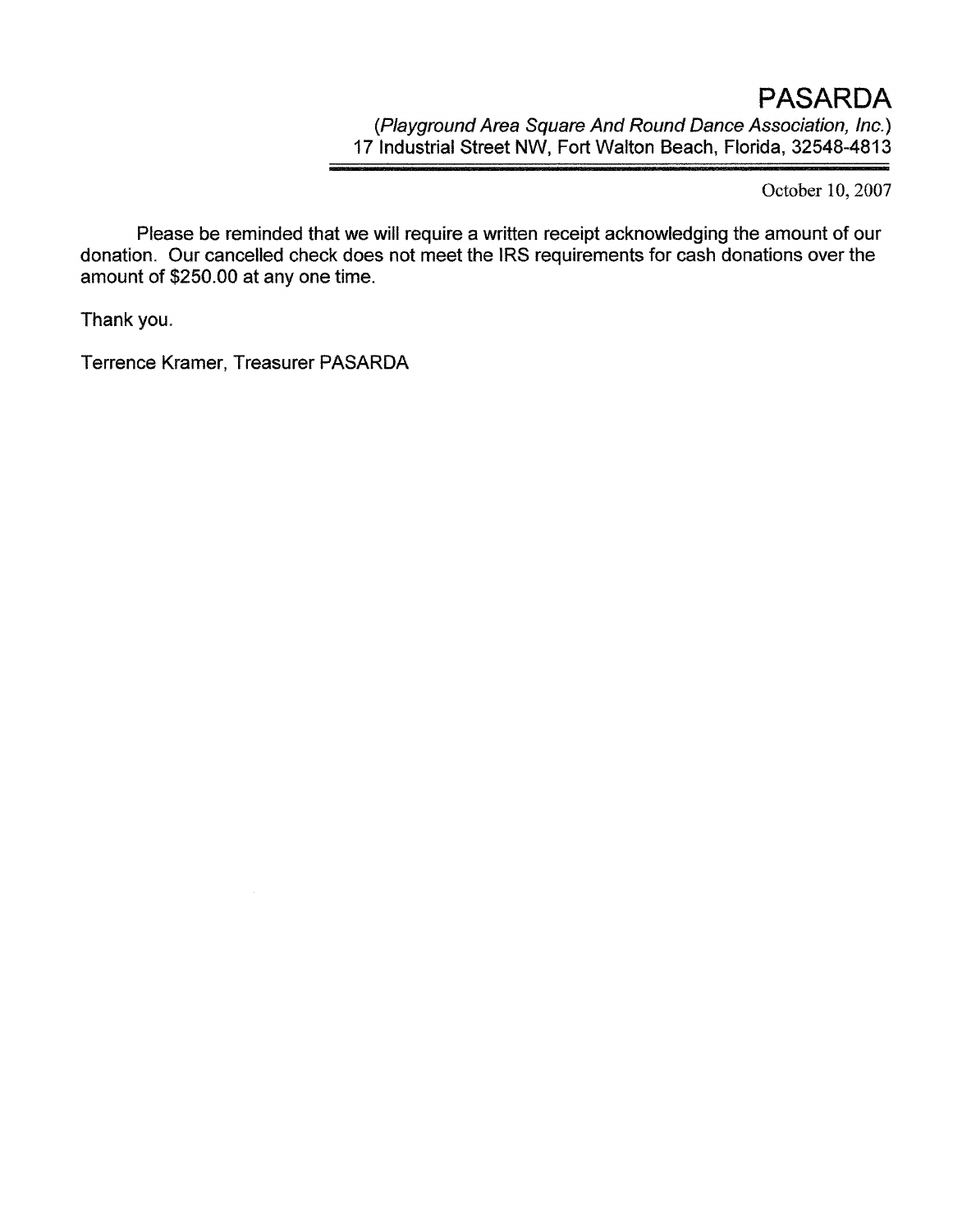# PASARDA

*(Playground Area Square And Round Dance Association, Inc.)*
17 Industrial Street NW, Fort Walton Beach, Florida, 32548-4813

---

October 10, 2007

Please be reminded that we will require a written receipt acknowledging the amount of our donation. Our cancelled check does not meet the IRS requirements for cash donations over the amount of $250.00 at any one time.

Thank you.

Terrence Kramer, Treasurer PASARDA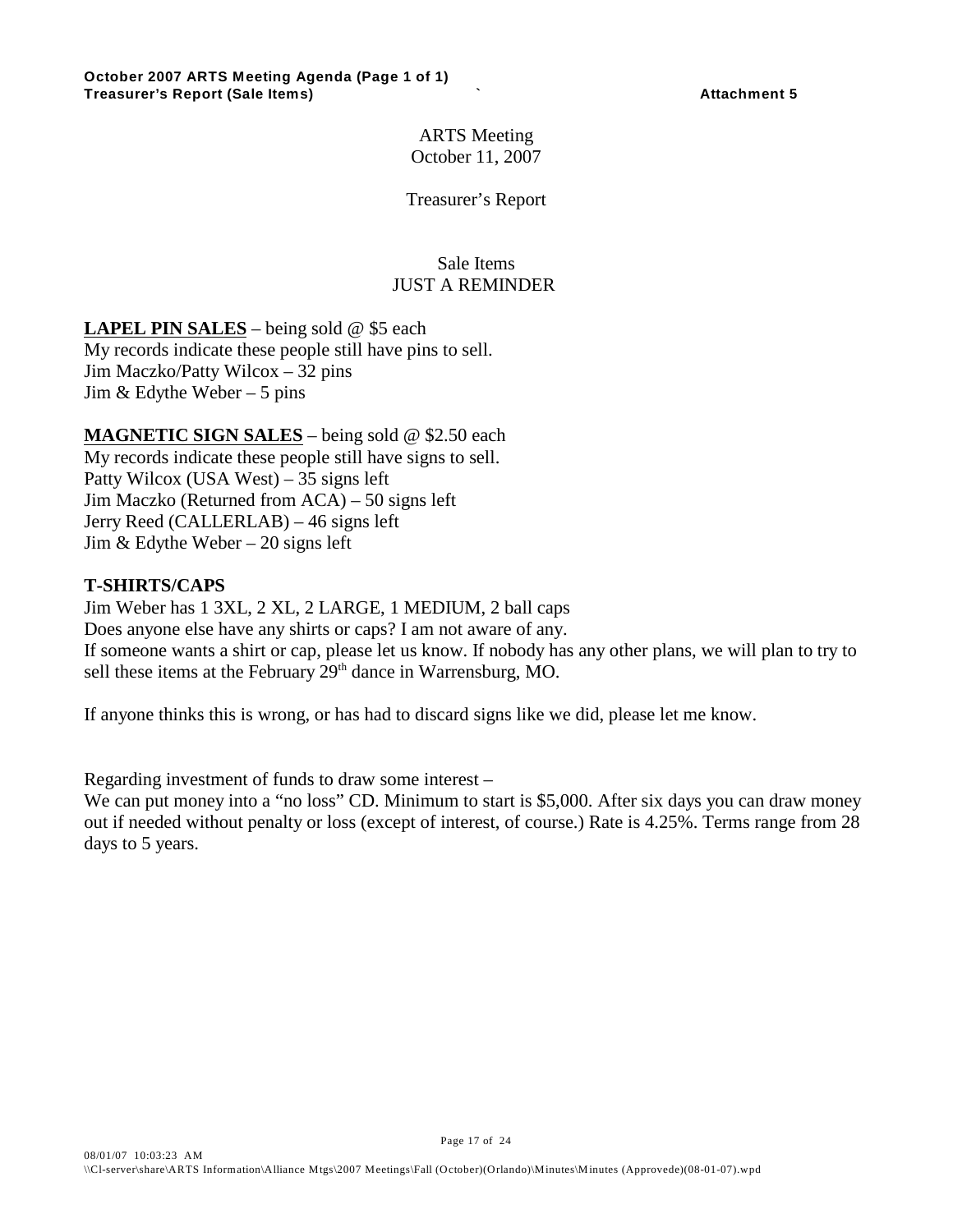ARTS Meeting
October 11, 2007

Treasurer's Report

Sale Items
JUST A REMINDER

**LAPEL PIN SALES** – being sold @ $5 each
My records indicate these people still have pins to sell.
Jim Maczko/Patty Wilcox – 32 pins
Jim & Edythe Weber – 5 pins

**MAGNETIC SIGN SALES** – being sold @ $2.50 each
My records indicate these people still have signs to sell.
Patty Wilcox (USA West) – 35 signs left
Jim Maczko (Returned from ACA) – 50 signs left
Jerry Reed (CALLERLAB) – 46 signs left
Jim & Edythe Weber – 20 signs left

**T-SHIRTS/CAPS**
Jim Weber has 1 3XL, 2 XL, 2 LARGE, 1 MEDIUM, 2 ball caps
Does anyone else have any shirts or caps? I am not aware of any.
If someone wants a shirt or cap, please let us know. If nobody has any other plans, we will plan to try to sell these items at the February 29th dance in Warrensburg, MO.

If anyone thinks this is wrong, or has had to discard signs like we did, please let me know.

Regarding investment of funds to draw some interest –
We can put money into a "no loss" CD. Minimum to start is $5,000. After six days you can draw money out if needed without penalty or loss (except of interest, of course.) Rate is 4.25%. Terms range from 28 days to 5 years.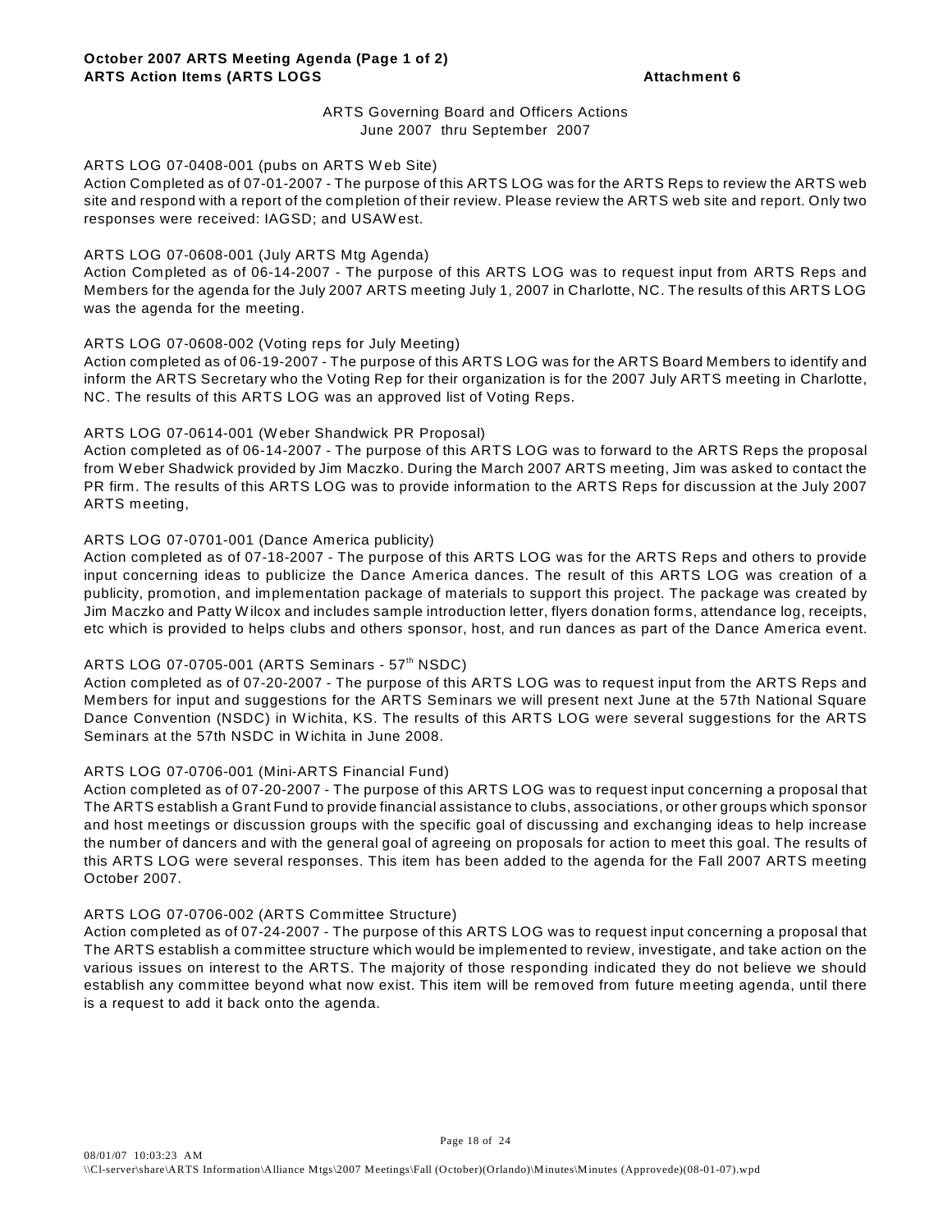**October 2007 ARTS Meeting Agenda (Page 1 of 2)**
**ARTS Action Items (ARTS LOGS** **Attachment 6**

ARTS Governing Board and Officers Actions
June 2007 thru September 2007

ARTS LOG 07-0408-001 (pubs on ARTS Web Site)
Action Completed as of 07-01-2007 - The purpose of this ARTS LOG was for the ARTS Reps to review the ARTS web site and respond with a report of the completion of their review. Please review the ARTS web site and report. Only two responses were received: IAGSD; and USAWest.

ARTS LOG 07-0608-001 (July ARTS Mtg Agenda)
Action Completed as of 06-14-2007 - The purpose of this ARTS LOG was to request input from ARTS Reps and Members for the agenda for the July 2007 ARTS meeting July 1, 2007 in Charlotte, NC. The results of this ARTS LOG was the agenda for the meeting.

ARTS LOG 07-0608-002 (Voting reps for July Meeting)
Action completed as of 06-19-2007 - The purpose of this ARTS LOG was for the ARTS Board Members to identify and inform the ARTS Secretary who the Voting Rep for their organization is for the 2007 July ARTS meeting in Charlotte, NC. The results of this ARTS LOG was an approved list of Voting Reps.

ARTS LOG 07-0614-001 (Weber Shandwick PR Proposal)
Action completed as of 06-14-2007 - The purpose of this ARTS LOG was to forward to the ARTS Reps the proposal from Weber Shadwick provided by Jim Maczko. During the March 2007 ARTS meeting, Jim was asked to contact the PR firm. The results of this ARTS LOG was to provide information to the ARTS Reps for discussion at the July 2007 ARTS meeting,

ARTS LOG 07-0701-001 (Dance America publicity)
Action completed as of 07-18-2007 - The purpose of this ARTS LOG was for the ARTS Reps and others to provide input concerning ideas to publicize the Dance America dances. The result of this ARTS LOG was creation of a publicity, promotion, and implementation package of materials to support this project. The package was created by Jim Maczko and Patty Wilcox and includes sample introduction letter, flyers donation forms, attendance log, receipts, etc which is provided to helps clubs and others sponsor, host, and run dances as part of the Dance America event.

ARTS LOG 07-0705-001 (ARTS Seminars - 57th NSDC)
Action completed as of 07-20-2007 - The purpose of this ARTS LOG was to request input from the ARTS Reps and Members for input and suggestions for the ARTS Seminars we will present next June at the 57th National Square Dance Convention (NSDC) in Wichita, KS. The results of this ARTS LOG were several suggestions for the ARTS Seminars at the 57th NSDC in Wichita in June 2008.

ARTS LOG 07-0706-001 (Mini-ARTS Financial Fund)
Action completed as of 07-20-2007 - The purpose of this ARTS LOG was to request input concerning a proposal that The ARTS establish a Grant Fund to provide financial assistance to clubs, associations, or other groups which sponsor and host meetings or discussion groups with the specific goal of discussing and exchanging ideas to help increase the number of dancers and with the general goal of agreeing on proposals for action to meet this goal. The results of this ARTS LOG were several responses. This item has been added to the agenda for the Fall 2007 ARTS meeting October 2007.

ARTS LOG 07-0706-002 (ARTS Committee Structure)
Action completed as of 07-24-2007 - The purpose of this ARTS LOG was to request input concerning a proposal that The ARTS establish a committee structure which would be implemented to review, investigate, and take action on the various issues on interest to the ARTS. The majority of those responding indicated they do not believe we should establish any committee beyond what now exist. This item will be removed from future meeting agenda, until there is a request to add it back onto the agenda.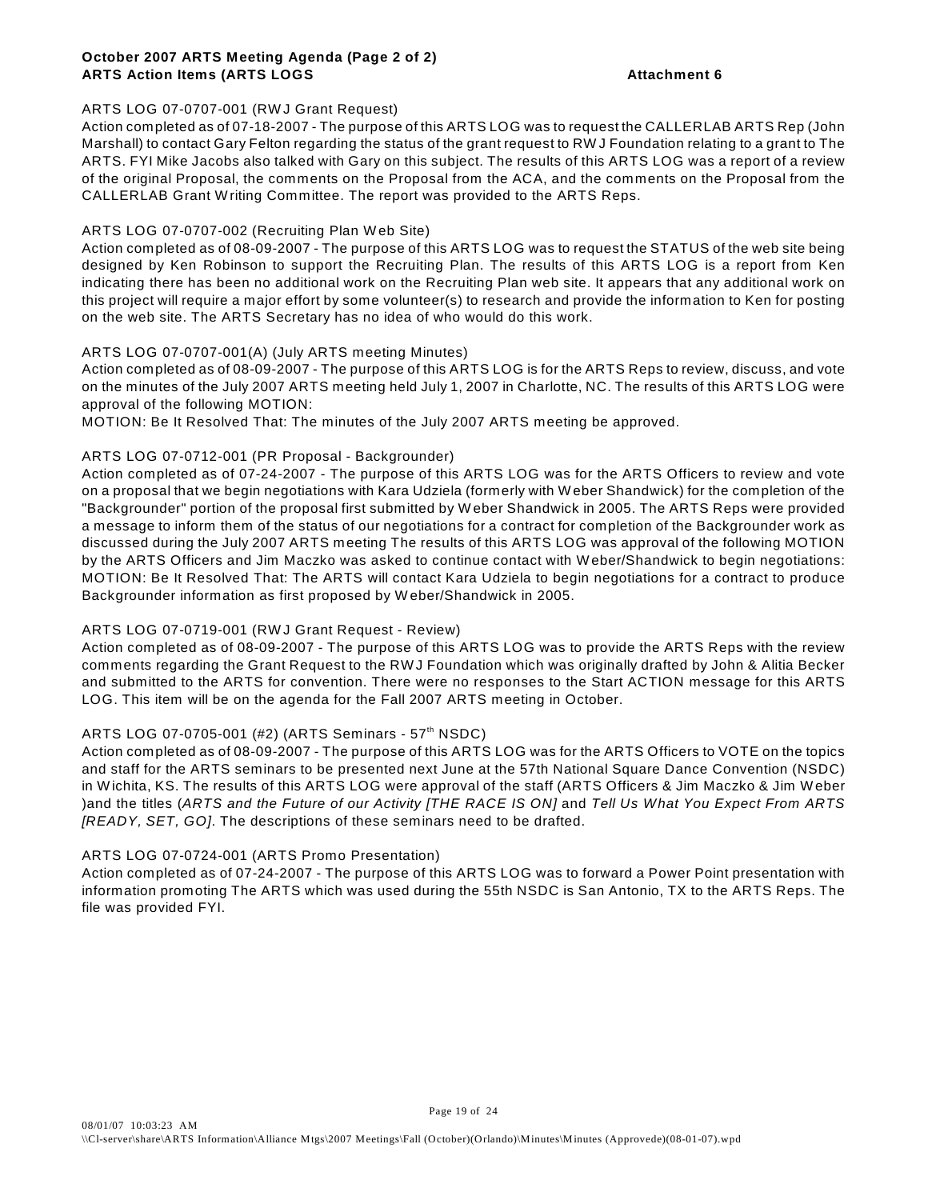**October 2007 ARTS Meeting Agenda (Page 2 of 2)**
**ARTS Action Items (ARTS LOGS** **Attachment 6**

ARTS LOG 07-0707-001 (RWJ Grant Request)
Action completed as of 07-18-2007 - The purpose of this ARTS LOG was to request the CALLERLAB ARTS Rep (John Marshall) to contact Gary Felton regarding the status of the grant request to RWJ Foundation relating to a grant to The ARTS. FYI Mike Jacobs also talked with Gary on this subject. The results of this ARTS LOG was a report of a review of the original Proposal, the comments on the Proposal from the ACA, and the comments on the Proposal from the CALLERLAB Grant Writing Committee. The report was provided to the ARTS Reps.

ARTS LOG 07-0707-002 (Recruiting Plan Web Site)
Action completed as of 08-09-2007 - The purpose of this ARTS LOG was to request the STATUS of the web site being designed by Ken Robinson to support the Recruiting Plan. The results of this ARTS LOG is a report from Ken indicating there has been no additional work on the Recruiting Plan web site. It appears that any additional work on this project will require a major effort by some volunteer(s) to research and provide the information to Ken for posting on the web site. The ARTS Secretary has no idea of who would do this work.

ARTS LOG 07-0707-001(A) (July ARTS meeting Minutes)
Action completed as of 08-09-2007 - The purpose of this ARTS LOG is for the ARTS Reps to review, discuss, and vote on the minutes of the July 2007 ARTS meeting held July 1, 2007 in Charlotte, NC. The results of this ARTS LOG were approval of the following MOTION:
MOTION: Be It Resolved That: The minutes of the July 2007 ARTS meeting be approved.

ARTS LOG 07-0712-001 (PR Proposal - Backgrounder)
Action completed as of 07-24-2007 - The purpose of this ARTS LOG was for the ARTS Officers to review and vote on a proposal that we begin negotiations with Kara Udziela (formerly with Weber Shandwick) for the completion of the "Backgrounder" portion of the proposal first submitted by Weber Shandwick in 2005. The ARTS Reps were provided a message to inform them of the status of our negotiations for a contract for completion of the Backgrounder work as discussed during the July 2007 ARTS meeting The results of this ARTS LOG was approval of the following MOTION by the ARTS Officers and Jim Maczko was asked to continue contact with Weber/Shandwick to begin negotiations:
MOTION: Be It Resolved That: The ARTS will contact Kara Udziela to begin negotiations for a contract to produce Backgrounder information as first proposed by Weber/Shandwick in 2005.

ARTS LOG 07-0719-001 (RWJ Grant Request - Review)
Action completed as of 08-09-2007 - The purpose of this ARTS LOG was to provide the ARTS Reps with the review comments regarding the Grant Request to the RWJ Foundation which was originally drafted by John & Alitia Becker and submitted to the ARTS for convention. There were no responses to the Start ACTION message for this ARTS LOG. This item will be on the agenda for the Fall 2007 ARTS meeting in October.

ARTS LOG 07-0705-001 (#2) (ARTS Seminars - 57th NSDC)
Action completed as of 08-09-2007 - The purpose of this ARTS LOG was for the ARTS Officers to VOTE on the topics and staff for the ARTS seminars to be presented next June at the 57th National Square Dance Convention (NSDC) in Wichita, KS. The results of this ARTS LOG were approval of the staff (ARTS Officers & Jim Maczko & Jim Weber )and the titles (*ARTS and the Future of our Activity [THE RACE IS ON]* and *Tell Us What You Expect From ARTS [READY, SET, GO]*. The descriptions of these seminars need to be drafted.

ARTS LOG 07-0724-001 (ARTS Promo Presentation)
Action completed as of 07-24-2007 - The purpose of this ARTS LOG was to forward a Power Point presentation with information promoting The ARTS which was used during the 55th NSDC is San Antonio, TX to the ARTS Reps. The file was provided FYI.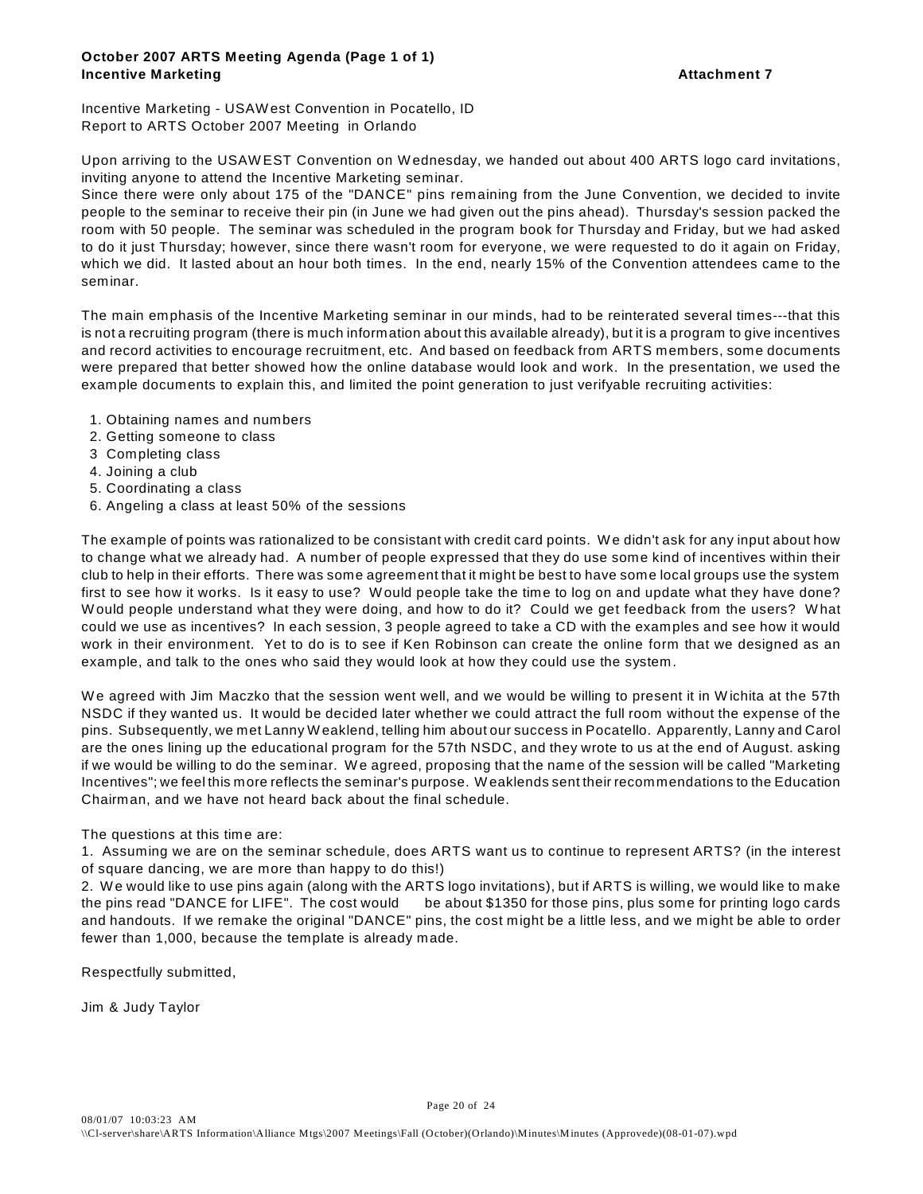**October 2007 ARTS Meeting Agenda (Page 1 of 1)**
**Incentive Marketing** **Attachment 7**

Incentive Marketing - USAWest Convention in Pocatello, ID
Report to ARTS October 2007 Meeting in Orlando

Upon arriving to the USAWEST Convention on Wednesday, we handed out about 400 ARTS logo card invitations, inviting anyone to attend the Incentive Marketing seminar.
Since there were only about 175 of the "DANCE" pins remaining from the June Convention, we decided to invite people to the seminar to receive their pin (in June we had given out the pins ahead). Thursday's session packed the room with 50 people. The seminar was scheduled in the program book for Thursday and Friday, but we had asked to do it just Thursday; however, since there wasn't room for everyone, we were requested to do it again on Friday, which we did. It lasted about an hour both times. In the end, nearly 15% of the Convention attendees came to the seminar.

The main emphasis of the Incentive Marketing seminar in our minds, had to be reinterated several times---that this is not a recruiting program (there is much information about this available already), but it is a program to give incentives and record activities to encourage recruitment, etc. And based on feedback from ARTS members, some documents were prepared that better showed how the online database would look and work. In the presentation, we used the example documents to explain this, and limited the point generation to just verifyable recruiting activities:

1. Obtaining names and numbers
2. Getting someone to class
3 Completing class
4. Joining a club
5. Coordinating a class
6. Angeling a class at least 50% of the sessions

The example of points was rationalized to be consistant with credit card points. We didn't ask for any input about how to change what we already had. A number of people expressed that they do use some kind of incentives within their club to help in their efforts. There was some agreement that it might be best to have some local groups use the system first to see how it works. Is it easy to use? Would people take the time to log on and update what they have done? Would people understand what they were doing, and how to do it? Could we get feedback from the users? What could we use as incentives? In each session, 3 people agreed to take a CD with the examples and see how it would work in their environment. Yet to do is to see if Ken Robinson can create the online form that we designed as an example, and talk to the ones who said they would look at how they could use the system.

We agreed with Jim Maczko that the session went well, and we would be willing to present it in Wichita at the 57th NSDC if they wanted us. It would be decided later whether we could attract the full room without the expense of the pins. Subsequently, we met Lanny Weaklend, telling him about our success in Pocatello. Apparently, Lanny and Carol are the ones lining up the educational program for the 57th NSDC, and they wrote to us at the end of August. asking if we would be willing to do the seminar. We agreed, proposing that the name of the session will be called "Marketing Incentives"; we feel this more reflects the seminar's purpose. Weaklends sent their recommendations to the Education Chairman, and we have not heard back about the final schedule.

The questions at this time are:
1. Assuming we are on the seminar schedule, does ARTS want us to continue to represent ARTS? (in the interest of square dancing, we are more than happy to do this!)
2. We would like to use pins again (along with the ARTS logo invitations), but if ARTS is willing, we would like to make the pins read "DANCE for LIFE". The cost would be about $1350 for those pins, plus some for printing logo cards and handouts. If we remake the original "DANCE" pins, the cost might be a little less, and we might be able to order fewer than 1,000, because the template is already made.

Respectfully submitted,

Jim & Judy Taylor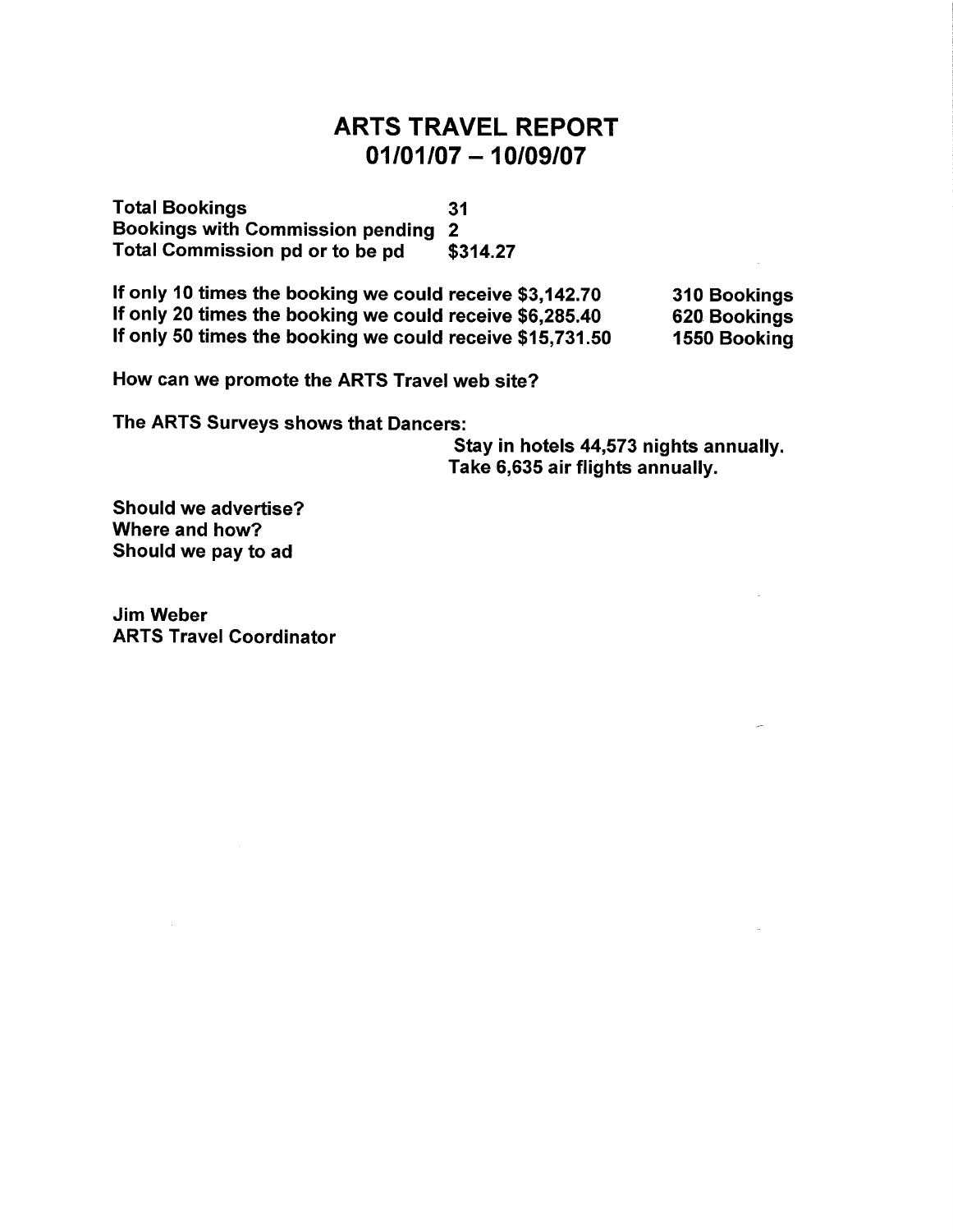# ARTS TRAVEL REPORT
# 01/01/07 – 10/09/07

**Total Bookings 31**
**Bookings with Commission pending 2**
**Total Commission pd or to be pd $314.27**

| | |
|---|---|
| **If only 10 times the booking we could receive $3,142.70** | **310 Bookings** |
| **If only 20 times the booking we could receive $6,285.40** | **620 Bookings** |
| **If only 50 times the booking we could receive $15,731.50** | **1550 Booking** |

**How can we promote the ARTS Travel web site?**

**The ARTS Surveys shows that Dancers:**
**Stay in hotels 44,573 nights annually.**
**Take 6,635 air flights annually.**

**Should we advertise?**
**Where and how?**
**Should we pay to ad**

**Jim Weber**
**ARTS Travel Coordinator**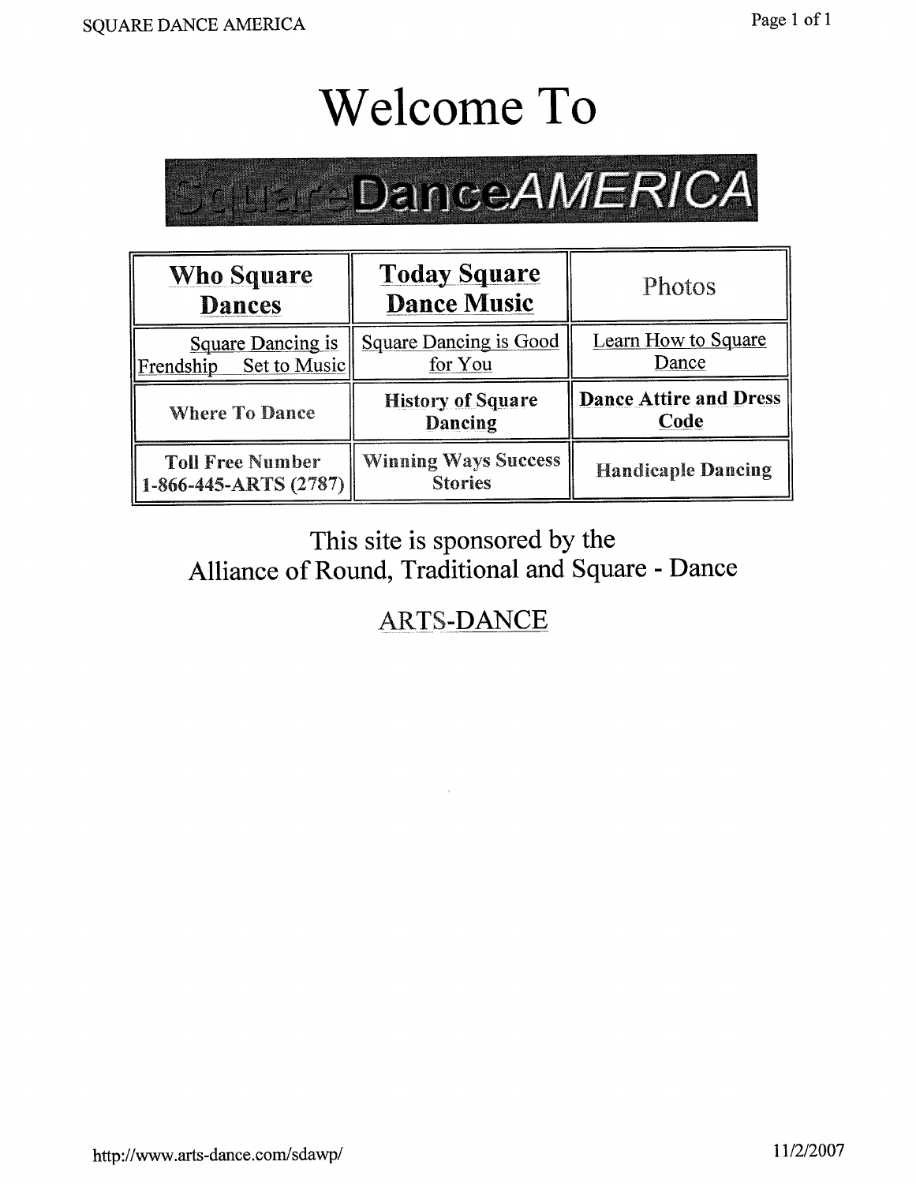# Welcome To

**SquareDanceAMERICA**

| Who Square Dances | Today Square Dance Music | Photos |
|---|---|---|
| Square Dancing is Frendship Set to Music | Square Dancing is Good for You | Learn How to Square Dance |
| Where To Dance | History of Square Dancing | Dance Attire and Dress Code |
| Toll Free Number 1-866-445-ARTS (2787) | Winning Ways Success Stories | Handicaple Dancing |

This site is sponsored by the
Alliance of Round, Traditional and Square - Dance

ARTS-DANCE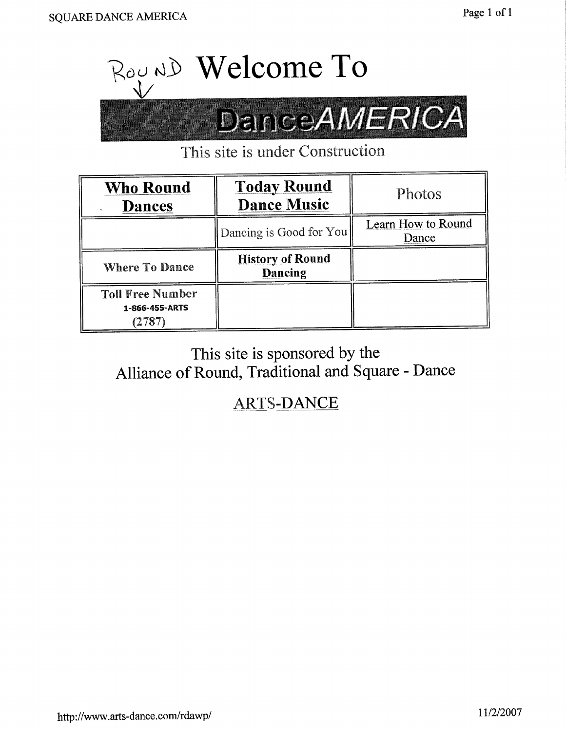# ROUND ✓ Welcome To

## DanceAMERICA

This site is under Construction

| **Who Round Dances** | **Today Round Dance Music** | Photos |
|---|---|---|
| | Dancing is Good for You | Learn How to Round Dance |
| **Where To Dance** | **History of Round Dancing** | |
| **Toll Free Number 1-866-455-ARTS (2787)** | | |

This site is sponsored by the
Alliance of Round, Traditional and Square - Dance

ARTS-DANCE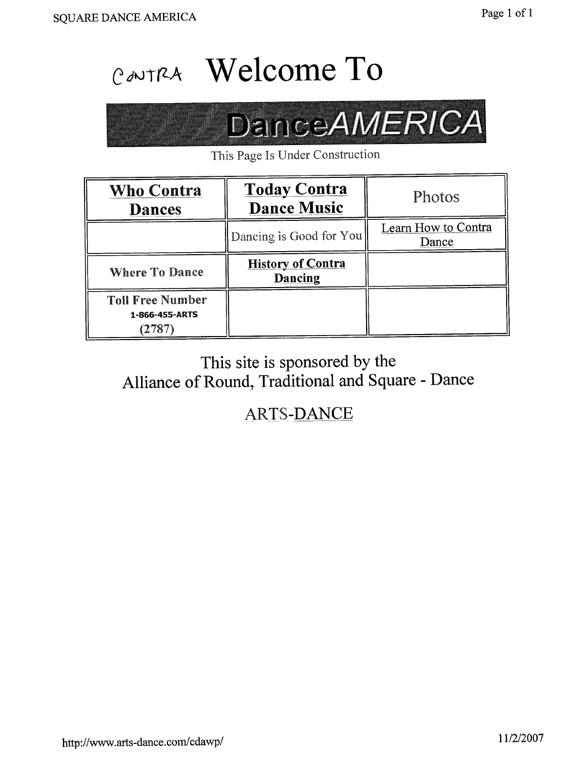CONTRA **Welcome To**

# DanceAMERICA

This Page Is Under Construction

| Who Contra Dances | Today Contra Dance Music | Photos |
| --- | --- | --- |
| | Dancing is Good for You | Learn How to Contra Dance |
| Where To Dance | History of Contra Dancing | |
| Toll Free Number 1-866-455-ARTS (2787) | | |

This site is sponsored by the
Alliance of Round, Traditional and Square - Dance

ARTS-DANCE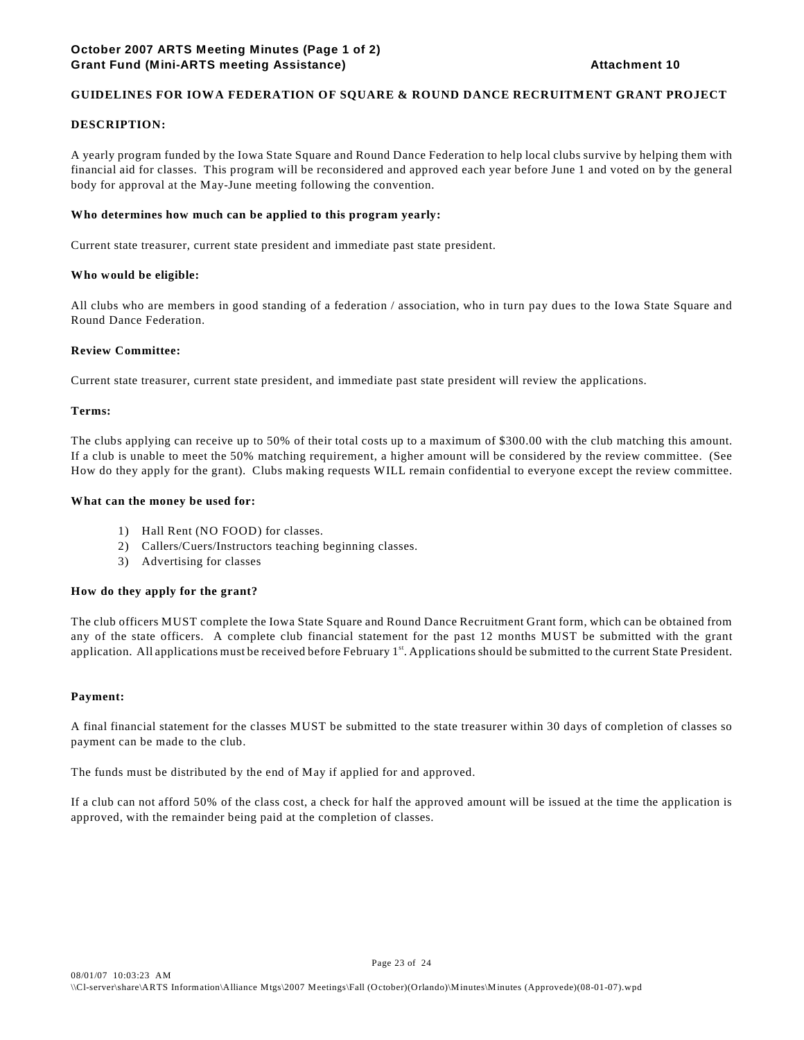**October 2007 ARTS Meeting Minutes (Page 1 of 2)**
**Grant Fund (Mini-ARTS meeting Assistance)** **Attachment 10**

## GUIDELINES FOR IOWA FEDERATION OF SQUARE & ROUND DANCE RECRUITMENT GRANT PROJECT

### DESCRIPTION:

A yearly program funded by the Iowa State Square and Round Dance Federation to help local clubs survive by helping them with financial aid for classes. This program will be reconsidered and approved each year before June 1 and voted on by the general body for approval at the May-June meeting following the convention.

**Who determines how much can be applied to this program yearly:**

Current state treasurer, current state president and immediate past state president.

**Who would be eligible:**

All clubs who are members in good standing of a federation / association, who in turn pay dues to the Iowa State Square and Round Dance Federation.

**Review Committee:**

Current state treasurer, current state president, and immediate past state president will review the applications.

**Terms:**

The clubs applying can receive up to 50% of their total costs up to a maximum of $300.00 with the club matching this amount. If a club is unable to meet the 50% matching requirement, a higher amount will be considered by the review committee. (See How do they apply for the grant). Clubs making requests WILL remain confidential to everyone except the review committee.

**What can the money be used for:**

1) Hall Rent (NO FOOD) for classes.
2) Callers/Cuers/Instructors teaching beginning classes.
3) Advertising for classes

**How do they apply for the grant?**

The club officers MUST complete the Iowa State Square and Round Dance Recruitment Grant form, which can be obtained from any of the state officers. A complete club financial statement for the past 12 months MUST be submitted with the grant application. All applications must be received before February 1st. Applications should be submitted to the current State President.

**Payment:**

A final financial statement for the classes MUST be submitted to the state treasurer within 30 days of completion of classes so payment can be made to the club.

The funds must be distributed by the end of May if applied for and approved.

If a club can not afford 50% of the class cost, a check for half the approved amount will be issued at the time the application is approved, with the remainder being paid at the completion of classes.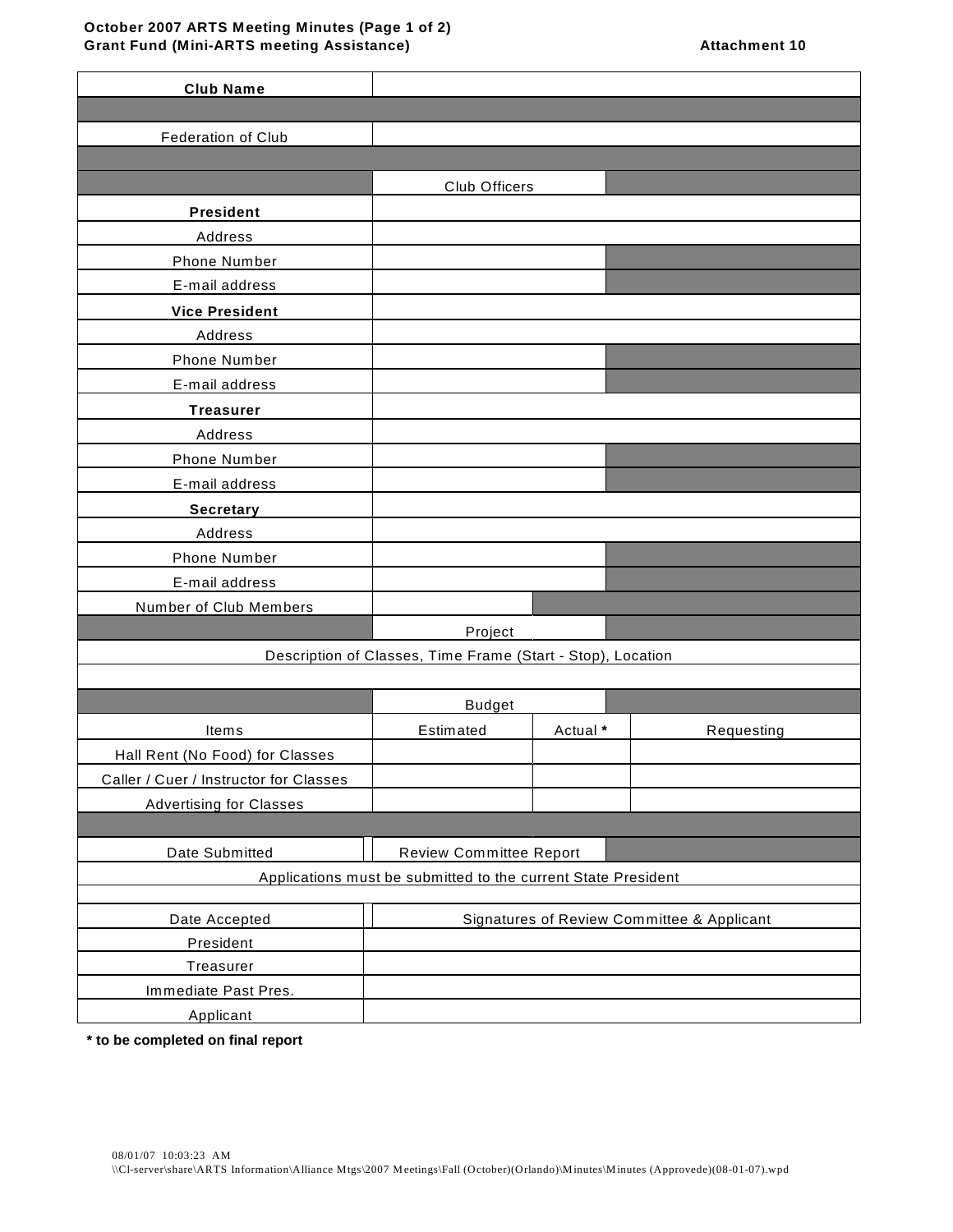**October 2007 ARTS Meeting Minutes (Page 1 of 2)**
**Grant Fund (Mini-ARTS meeting Assistance)** **Attachment 10**

| | | | |
|---|---|---|---|
| **Club Name** | | | |
| | | | |
| Federation of Club | | | |
| | | | |
| | Club Officers | | |
| **President** | | | |
| Address | | | |
| Phone Number | | | |
| E-mail address | | | |
| **Vice President** | | | |
| Address | | | |
| Phone Number | | | |
| E-mail address | | | |
| **Treasurer** | | | |
| Address | | | |
| Phone Number | | | |
| E-mail address | | | |
| **Secretary** | | | |
| Address | | | |
| Phone Number | | | |
| E-mail address | | | |
| Number of Club Members | | | |
| | Project | | |
| Description of Classes, Time Frame (Start - Stop), Location | | | |
| | | | |
| | Budget | | |
| Items | Estimated | Actual * | Requesting |
| Hall Rent (No Food) for Classes | | | |
| Caller / Cuer / Instructor for Classes | | | |
| Advertising for Classes | | | |
| | | | |
| Date Submitted | Review Committee Report | | |
| Applications must be submitted to the current State President | | | |
| | | | |
| Date Accepted | Signatures of Review Committee & Applicant | | |
| President | | | |
| Treasurer | | | |
| Immediate Past Pres. | | | |
| Applicant | | | |

**\* to be completed on final report**

08/01/07 10:03:23 AM
\\Cl-server\share\ARTS Information\Alliance Mtgs\2007 Meetings\Fall (October)(Orlando)\Minutes\Minutes (Approvede)(08-01-07).wpd